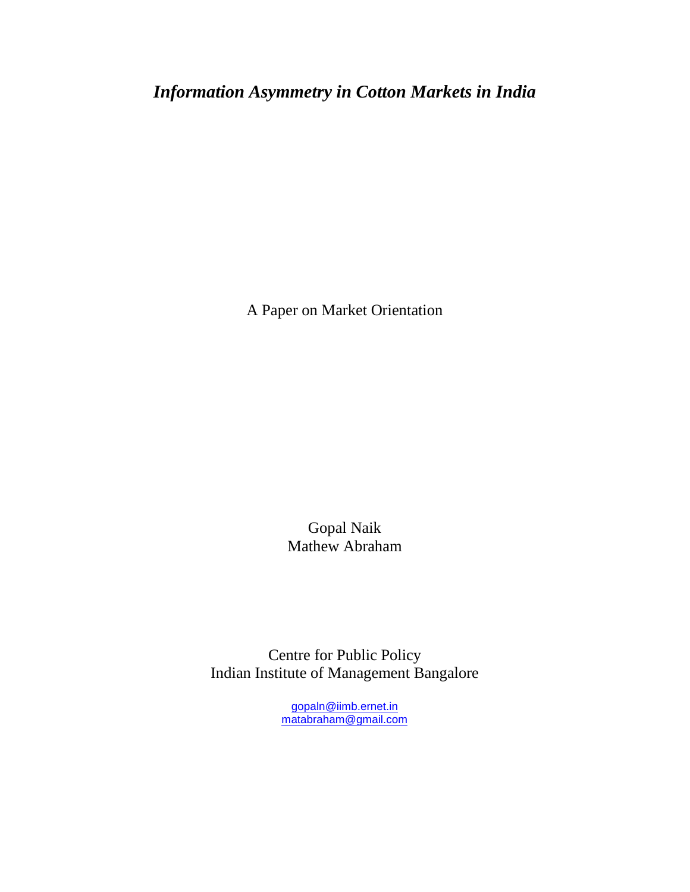# *Information Asymmetry in Cotton Markets in India*

A Paper on Market Orientation

Gopal Naik
Mathew Abraham

Centre for Public Policy
Indian Institute of Management Bangalore

gopaln@iimb.ernet.in
matabraham@gmail.com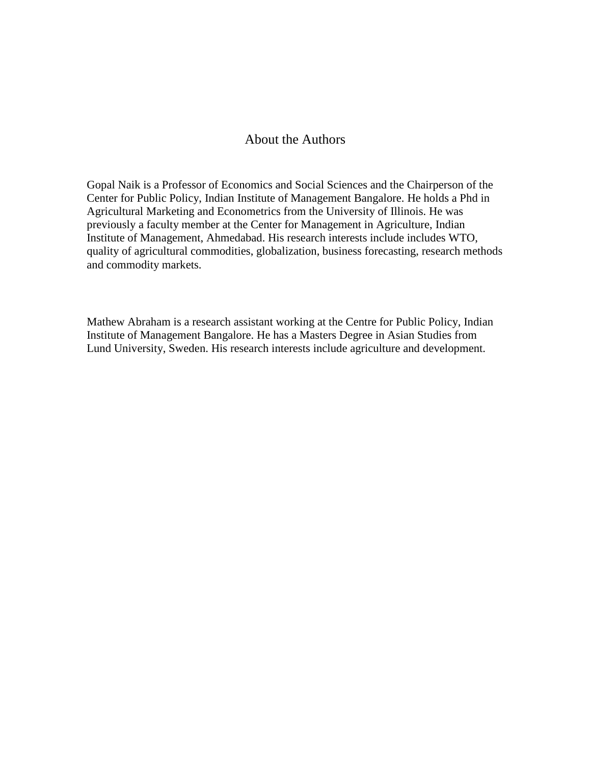# About the Authors

Gopal Naik is a Professor of Economics and Social Sciences and the Chairperson of the Center for Public Policy, Indian Institute of Management Bangalore. He holds a Phd in Agricultural Marketing and Econometrics from the University of Illinois. He was previously a faculty member at the Center for Management in Agriculture, Indian Institute of Management, Ahmedabad. His research interests include includes WTO, quality of agricultural commodities, globalization, business forecasting, research methods and commodity markets.

Mathew Abraham is a research assistant working at the Centre for Public Policy, Indian Institute of Management Bangalore. He has a Masters Degree in Asian Studies from Lund University, Sweden. His research interests include agriculture and development.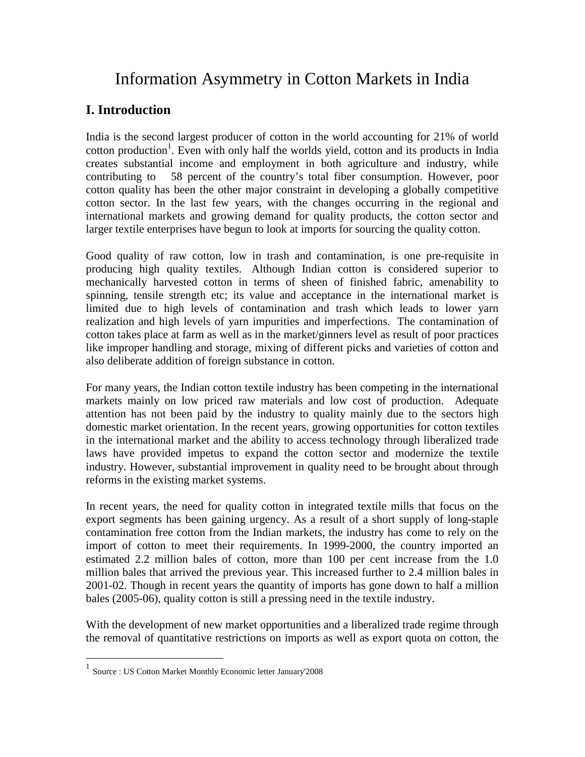// Information Asymmetry in Cotton Markets in India

## I. Introduction

India is the second largest producer of cotton in the world accounting for 21% of world cotton production[1]. Even with only half the worlds yield, cotton and its products in India creates substantial income and employment in both agriculture and industry, while contributing to 58 percent of the country's total fiber consumption. However, poor cotton quality has been the other major constraint in developing a globally competitive cotton sector. In the last few years, with the changes occurring in the regional and international markets and growing demand for quality products, the cotton sector and larger textile enterprises have begun to look at imports for sourcing the quality cotton.

Good quality of raw cotton, low in trash and contamination, is one pre-requisite in producing high quality textiles. Although Indian cotton is considered superior to mechanically harvested cotton in terms of sheen of finished fabric, amenability to spinning, tensile strength etc; its value and acceptance in the international market is limited due to high levels of contamination and trash which leads to lower yarn realization and high levels of yarn impurities and imperfections. The contamination of cotton takes place at farm as well as in the market/ginners level as result of poor practices like improper handling and storage, mixing of different picks and varieties of cotton and also deliberate addition of foreign substance in cotton.

For many years, the Indian cotton textile industry has been competing in the international markets mainly on low priced raw materials and low cost of production. Adequate attention has not been paid by the industry to quality mainly due to the sectors high domestic market orientation. In the recent years, growing opportunities for cotton textiles in the international market and the ability to access technology through liberalized trade laws have provided impetus to expand the cotton sector and modernize the textile industry. However, substantial improvement in quality need to be brought about through reforms in the existing market systems.

In recent years, the need for quality cotton in integrated textile mills that focus on the export segments has been gaining urgency. As a result of a short supply of long-staple contamination free cotton from the Indian markets, the industry has come to rely on the import of cotton to meet their requirements. In 1999-2000, the country imported an estimated 2.2 million bales of cotton, more than 100 per cent increase from the 1.0 million bales that arrived the previous year. This increased further to 2.4 million bales in 2001-02. Though in recent years the quantity of imports has gone down to half a million bales (2005-06), quality cotton is still a pressing need in the textile industry.

With the development of new market opportunities and a liberalized trade regime through the removal of quantitative restrictions on imports as well as export quota on cotton, the

[1] Source : US Cotton Market Monthly Economic letter January'2008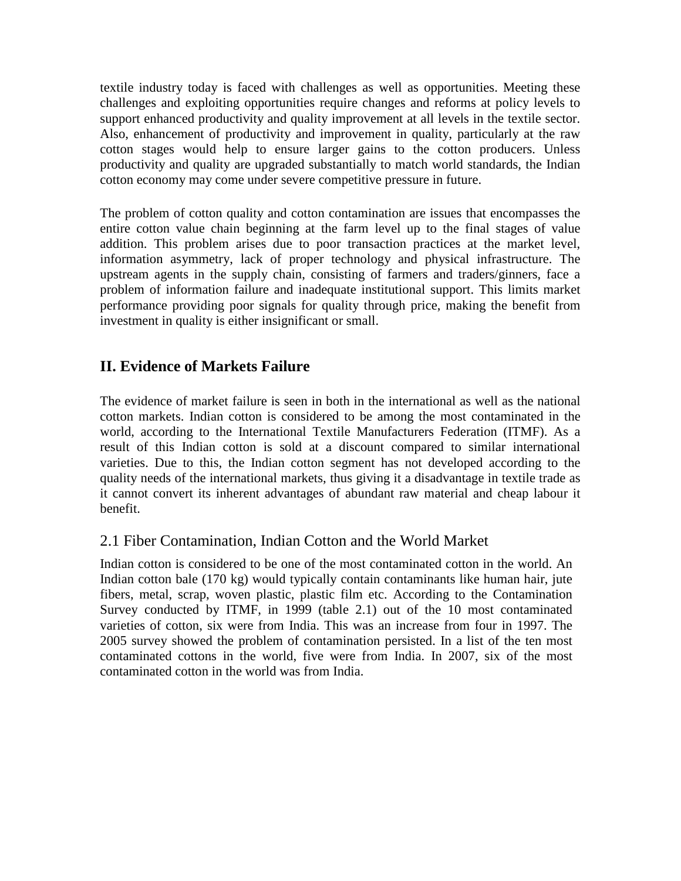textile industry today is faced with challenges as well as opportunities. Meeting these challenges and exploiting opportunities require changes and reforms at policy levels to support enhanced productivity and quality improvement at all levels in the textile sector. Also, enhancement of productivity and improvement in quality, particularly at the raw cotton stages would help to ensure larger gains to the cotton producers. Unless productivity and quality are upgraded substantially to match world standards, the Indian cotton economy may come under severe competitive pressure in future.

The problem of cotton quality and cotton contamination are issues that encompasses the entire cotton value chain beginning at the farm level up to the final stages of value addition. This problem arises due to poor transaction practices at the market level, information asymmetry, lack of proper technology and physical infrastructure. The upstream agents in the supply chain, consisting of farmers and traders/ginners, face a problem of information failure and inadequate institutional support. This limits market performance providing poor signals for quality through price, making the benefit from investment in quality is either insignificant or small.

## II. Evidence of Markets Failure

The evidence of market failure is seen in both in the international as well as the national cotton markets. Indian cotton is considered to be among the most contaminated in the world, according to the International Textile Manufacturers Federation (ITMF). As a result of this Indian cotton is sold at a discount compared to similar international varieties. Due to this, the Indian cotton segment has not developed according to the quality needs of the international markets, thus giving it a disadvantage in textile trade as it cannot convert its inherent advantages of abundant raw material and cheap labour it benefit.

### 2.1 Fiber Contamination, Indian Cotton and the World Market

Indian cotton is considered to be one of the most contaminated cotton in the world. An Indian cotton bale (170 kg) would typically contain contaminants like human hair, jute fibers, metal, scrap, woven plastic, plastic film etc. According to the Contamination Survey conducted by ITMF, in 1999 (table 2.1) out of the 10 most contaminated varieties of cotton, six were from India. This was an increase from four in 1997. The 2005 survey showed the problem of contamination persisted. In a list of the ten most contaminated cottons in the world, five were from India. In 2007, six of the most contaminated cotton in the world was from India.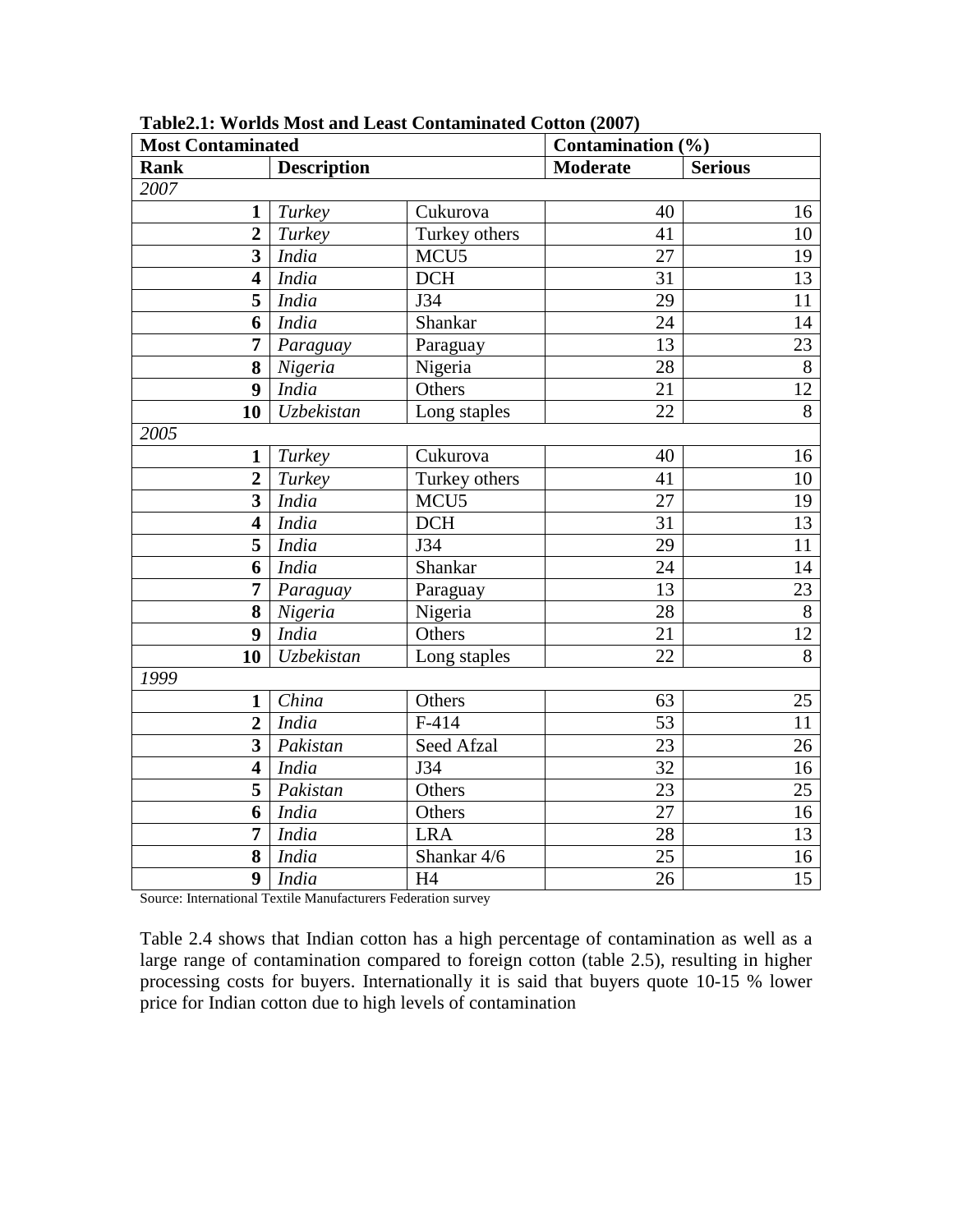**Table2.1: Worlds Most and Least Contaminated Cotton (2007)**

| Most Contaminated | | | Contamination (%) | |
|---|---|---|---|---|
| **Rank** | **Description** | | **Moderate** | **Serious** |
| *2007* | | | | |
| **1** | *Turkey* | Cukurova | 40 | 16 |
| **2** | *Turkey* | Turkey others | 41 | 10 |
| **3** | *India* | MCU5 | 27 | 19 |
| **4** | *India* | DCH | 31 | 13 |
| **5** | *India* | J34 | 29 | 11 |
| **6** | *India* | Shankar | 24 | 14 |
| **7** | *Paraguay* | Paraguay | 13 | 23 |
| **8** | *Nigeria* | Nigeria | 28 | 8 |
| **9** | *India* | Others | 21 | 12 |
| **10** | *Uzbekistan* | Long staples | 22 | 8 |
| *2005* | | | | |
| **1** | *Turkey* | Cukurova | 40 | 16 |
| **2** | *Turkey* | Turkey others | 41 | 10 |
| **3** | *India* | MCU5 | 27 | 19 |
| **4** | *India* | DCH | 31 | 13 |
| **5** | *India* | J34 | 29 | 11 |
| **6** | *India* | Shankar | 24 | 14 |
| **7** | *Paraguay* | Paraguay | 13 | 23 |
| **8** | *Nigeria* | Nigeria | 28 | 8 |
| **9** | *India* | Others | 21 | 12 |
| **10** | *Uzbekistan* | Long staples | 22 | 8 |
| *1999* | | | | |
| **1** | *China* | Others | 63 | 25 |
| **2** | *India* | F-414 | 53 | 11 |
| **3** | *Pakistan* | Seed Afzal | 23 | 26 |
| **4** | *India* | J34 | 32 | 16 |
| **5** | *Pakistan* | Others | 23 | 25 |
| **6** | *India* | Others | 27 | 16 |
| **7** | *India* | LRA | 28 | 13 |
| **8** | *India* | Shankar 4/6 | 25 | 16 |
| **9** | *India* | H4 | 26 | 15 |

Source: International Textile Manufacturers Federation survey

Table 2.4 shows that Indian cotton has a high percentage of contamination as well as a large range of contamination compared to foreign cotton (table 2.5), resulting in higher processing costs for buyers. Internationally it is said that buyers quote 10-15 % lower price for Indian cotton due to high levels of contamination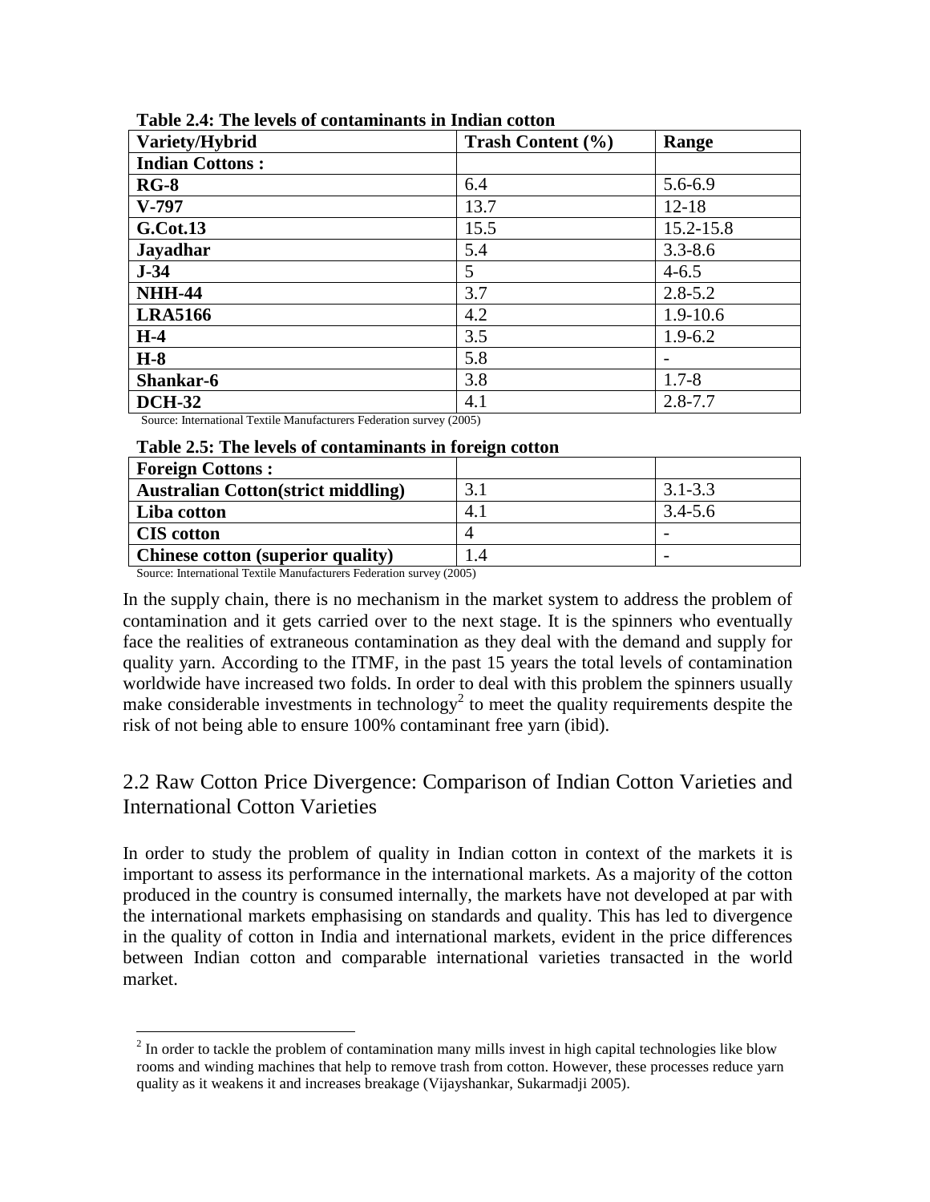**Table 2.4: The levels of contaminants in Indian cotton**

| Variety/Hybrid | Trash Content (%) | Range |
|---|---|---|
| **Indian Cottons :** | | |
| **RG-8** | 6.4 | 5.6-6.9 |
| **V-797** | 13.7 | 12-18 |
| **G.Cot.13** | 15.5 | 15.2-15.8 |
| **Jayadhar** | 5.4 | 3.3-8.6 |
| **J-34** | 5 | 4-6.5 |
| **NHH-44** | 3.7 | 2.8-5.2 |
| **LRA5166** | 4.2 | 1.9-10.6 |
| **H-4** | 3.5 | 1.9-6.2 |
| **H-8** | 5.8 | - |
| **Shankar-6** | 3.8 | 1.7-8 |
| **DCH-32** | 4.1 | 2.8-7.7 |

Source: International Textile Manufacturers Federation survey (2005)

**Table 2.5: The levels of contaminants in foreign cotton**

| Foreign Cottons : | | |
|---|---|---|
| **Australian Cotton(strict middling)** | 3.1 | 3.1-3.3 |
| **Liba cotton** | 4.1 | 3.4-5.6 |
| **CIS cotton** | 4 | - |
| **Chinese cotton (superior quality)** | 1.4 | - |

Source: International Textile Manufacturers Federation survey (2005)

In the supply chain, there is no mechanism in the market system to address the problem of contamination and it gets carried over to the next stage. It is the spinners who eventually face the realities of extraneous contamination as they deal with the demand and supply for quality yarn. According to the ITMF, in the past 15 years the total levels of contamination worldwide have increased two folds. In order to deal with this problem the spinners usually make considerable investments in technology[2] to meet the quality requirements despite the risk of not being able to ensure 100% contaminant free yarn (ibid).

## 2.2 Raw Cotton Price Divergence: Comparison of Indian Cotton Varieties and International Cotton Varieties

In order to study the problem of quality in Indian cotton in context of the markets it is important to assess its performance in the international markets. As a majority of the cotton produced in the country is consumed internally, the markets have not developed at par with the international markets emphasising on standards and quality. This has led to divergence in the quality of cotton in India and international markets, evident in the price differences between Indian cotton and comparable international varieties transacted in the world market.

[2] In order to tackle the problem of contamination many mills invest in high capital technologies like blow rooms and winding machines that help to remove trash from cotton. However, these processes reduce yarn quality as it weakens it and increases breakage (Vijayshankar, Sukarmadji 2005).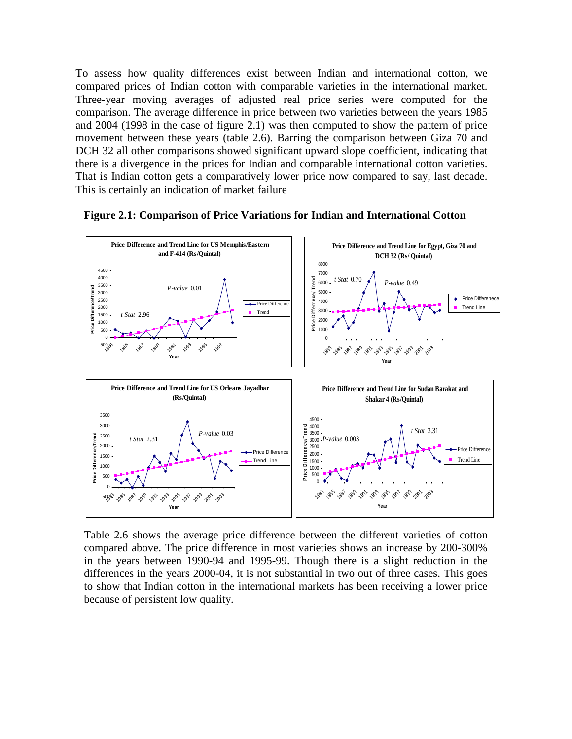To assess how quality differences exist between Indian and international cotton, we compared prices of Indian cotton with comparable varieties in the international market. Three-year moving averages of adjusted real price series were computed for the comparison. The average difference in price between two varieties between the years 1985 and 2004 (1998 in the case of figure 2.1) was then computed to show the pattern of price movement between these years (table 2.6). Barring the comparison between Giza 70 and DCH 32 all other comparisons showed significant upward slope coefficient, indicating that there is a divergence in the prices for Indian and comparable international cotton varieties. That is Indian cotton gets a comparatively lower price now compared to say, last decade. This is certainly an indication of market failure

**Figure 2.1: Comparison of Price Variations for Indian and International Cotton**

Table 2.6 shows the average price difference between the different varieties of cotton compared above. The price difference in most varieties shows an increase by 200-300% in the years between 1990-94 and 1995-99. Though there is a slight reduction in the differences in the years 2000-04, it is not substantial in two out of three cases. This goes to show that Indian cotton in the international markets has been receiving a lower price because of persistent low quality.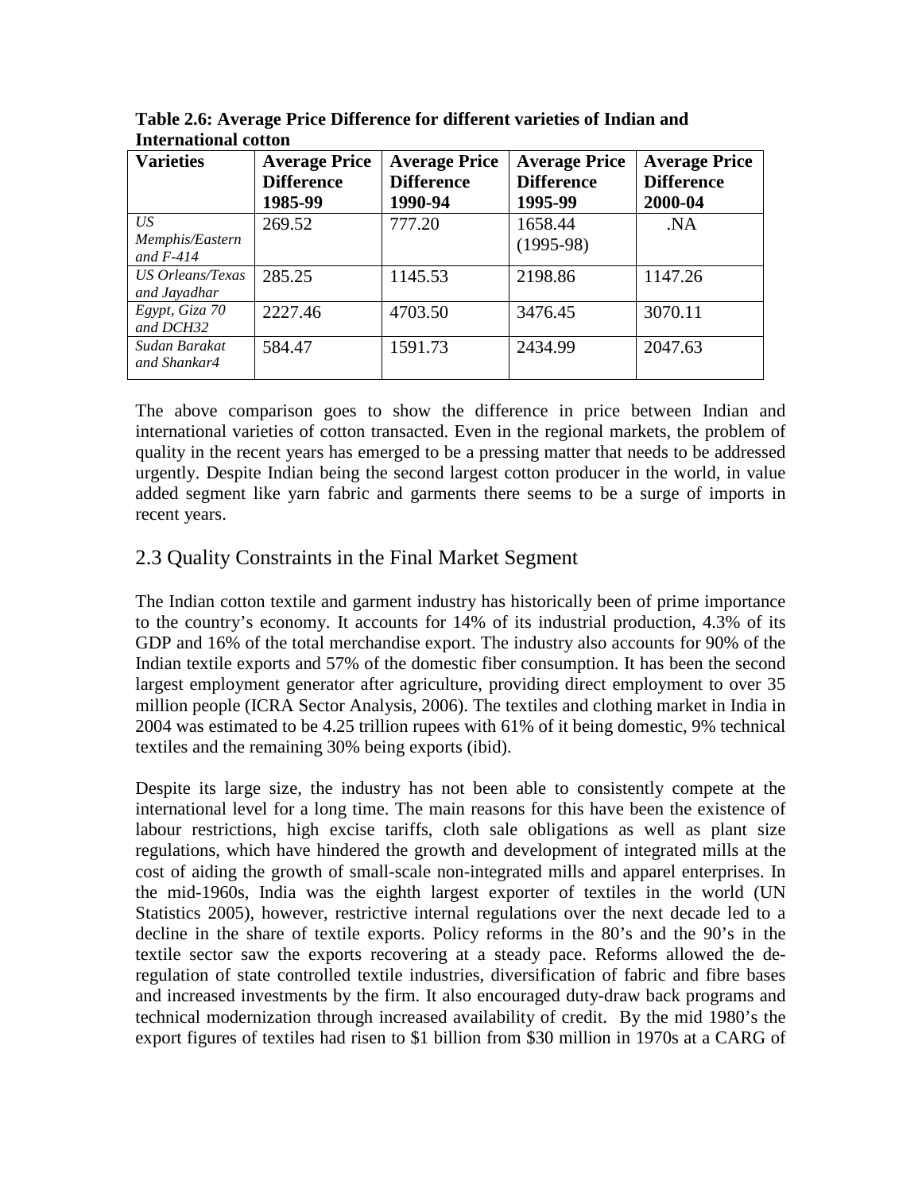**Table 2.6: Average Price Difference for different varieties of Indian and International cotton**

| Varieties | Average Price Difference 1985-99 | Average Price Difference 1990-94 | Average Price Difference 1995-99 | Average Price Difference 2000-04 |
|---|---|---|---|---|
| *US Memphis/Eastern and F-414* | 269.52 | 777.20 | 1658.44 (1995-98) | .NA |
| *US Orleans/Texas and Jayadhar* | 285.25 | 1145.53 | 2198.86 | 1147.26 |
| *Egypt, Giza 70 and DCH32* | 2227.46 | 4703.50 | 3476.45 | 3070.11 |
| *Sudan Barakat and Shankar4* | 584.47 | 1591.73 | 2434.99 | 2047.63 |

The above comparison goes to show the difference in price between Indian and international varieties of cotton transacted. Even in the regional markets, the problem of quality in the recent years has emerged to be a pressing matter that needs to be addressed urgently. Despite Indian being the second largest cotton producer in the world, in value added segment like yarn fabric and garments there seems to be a surge of imports in recent years.

## 2.3 Quality Constraints in the Final Market Segment

The Indian cotton textile and garment industry has historically been of prime importance to the country's economy. It accounts for 14% of its industrial production, 4.3% of its GDP and 16% of the total merchandise export. The industry also accounts for 90% of the Indian textile exports and 57% of the domestic fiber consumption. It has been the second largest employment generator after agriculture, providing direct employment to over 35 million people (ICRA Sector Analysis, 2006). The textiles and clothing market in India in 2004 was estimated to be 4.25 trillion rupees with 61% of it being domestic, 9% technical textiles and the remaining 30% being exports (ibid).

Despite its large size, the industry has not been able to consistently compete at the international level for a long time. The main reasons for this have been the existence of labour restrictions, high excise tariffs, cloth sale obligations as well as plant size regulations, which have hindered the growth and development of integrated mills at the cost of aiding the growth of small-scale non-integrated mills and apparel enterprises. In the mid-1960s, India was the eighth largest exporter of textiles in the world (UN Statistics 2005), however, restrictive internal regulations over the next decade led to a decline in the share of textile exports. Policy reforms in the 80's and the 90's in the textile sector saw the exports recovering at a steady pace. Reforms allowed the de-regulation of state controlled textile industries, diversification of fabric and fibre bases and increased investments by the firm. It also encouraged duty-draw back programs and technical modernization through increased availability of credit. By the mid 1980's the export figures of textiles had risen to $1 billion from $30 million in 1970s at a CARG of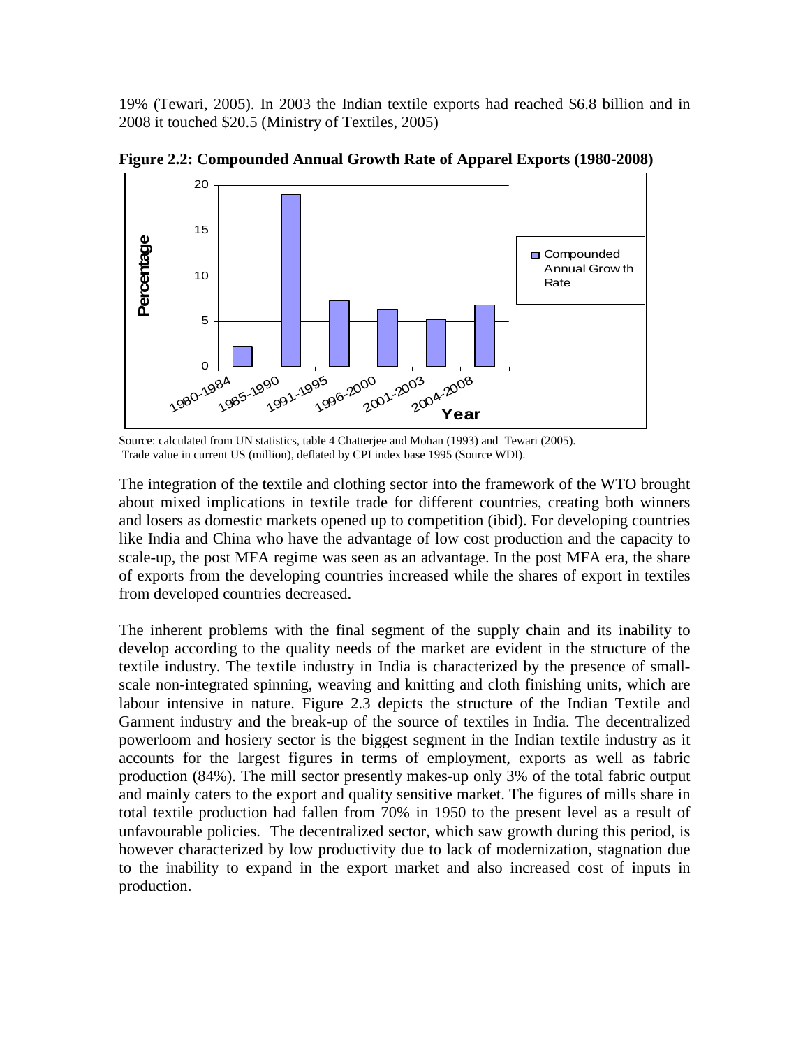19% (Tewari, 2005). In 2003 the Indian textile exports had reached $6.8 billion and in 2008 it touched $20.5 (Ministry of Textiles, 2005)

**Figure 2.2: Compounded Annual Growth Rate of Apparel Exports (1980-2008)**

Source: calculated from UN statistics, table 4 Chatterjee and Mohan (1993) and Tewari (2005).
Trade value in current US (million), deflated by CPI index base 1995 (Source WDI).

The integration of the textile and clothing sector into the framework of the WTO brought about mixed implications in textile trade for different countries, creating both winners and losers as domestic markets opened up to competition (ibid). For developing countries like India and China who have the advantage of low cost production and the capacity to scale-up, the post MFA regime was seen as an advantage. In the post MFA era, the share of exports from the developing countries increased while the shares of export in textiles from developed countries decreased.

The inherent problems with the final segment of the supply chain and its inability to develop according to the quality needs of the market are evident in the structure of the textile industry. The textile industry in India is characterized by the presence of small-scale non-integrated spinning, weaving and knitting and cloth finishing units, which are labour intensive in nature. Figure 2.3 depicts the structure of the Indian Textile and Garment industry and the break-up of the source of textiles in India. The decentralized powerloom and hosiery sector is the biggest segment in the Indian textile industry as it accounts for the largest figures in terms of employment, exports as well as fabric production (84%). The mill sector presently makes-up only 3% of the total fabric output and mainly caters to the export and quality sensitive market. The figures of mills share in total textile production had fallen from 70% in 1950 to the present level as a result of unfavourable policies. The decentralized sector, which saw growth during this period, is however characterized by low productivity due to lack of modernization, stagnation due to the inability to expand in the export market and also increased cost of inputs in production.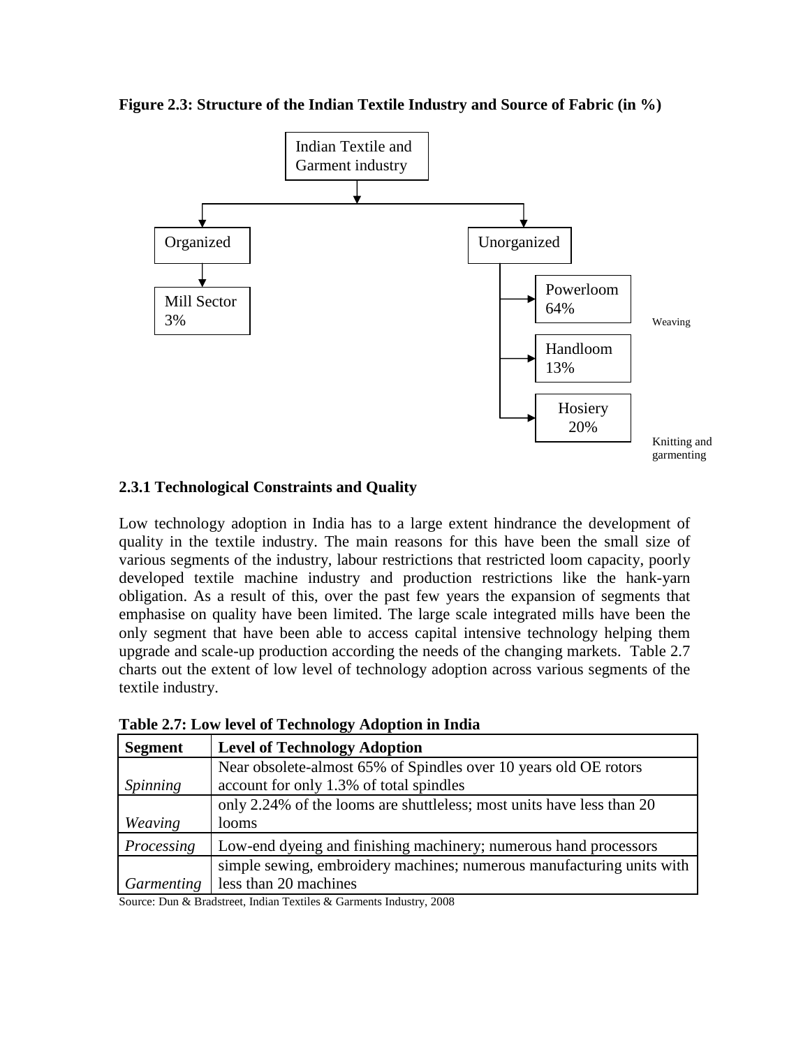**Figure 2.3: Structure of the Indian Textile Industry and Source of Fabric (in %)**

Indian Textile and Garment industry

- Organized
  - Mill Sector 3%
- Unorganized
  - Powerloom 64%
  - Handloom 13%
  - Hosiery 20%

Weaving

Knitting and garmenting

### 2.3.1 Technological Constraints and Quality

Low technology adoption in India has to a large extent hindrance the development of quality in the textile industry. The main reasons for this have been the small size of various segments of the industry, labour restrictions that restricted loom capacity, poorly developed textile machine industry and production restrictions like the hank-yarn obligation. As a result of this, over the past few years the expansion of segments that emphasise on quality have been limited. The large scale integrated mills have been the only segment that have been able to access capital intensive technology helping them upgrade and scale-up production according the needs of the changing markets. Table 2.7 charts out the extent of low level of technology adoption across various segments of the textile industry.

**Table 2.7: Low level of Technology Adoption in India**

| Segment | Level of Technology Adoption |
|---|---|
| *Spinning* | Near obsolete-almost 65% of Spindles over 10 years old OE rotors account for only 1.3% of total spindles |
| *Weaving* | only 2.24% of the looms are shuttleless; most units have less than 20 looms |
| *Processing* | Low-end dyeing and finishing machinery; numerous hand processors |
| *Garmenting* | simple sewing, embroidery machines; numerous manufacturing units with less than 20 machines |

Source: Dun & Bradstreet, Indian Textiles & Garments Industry, 2008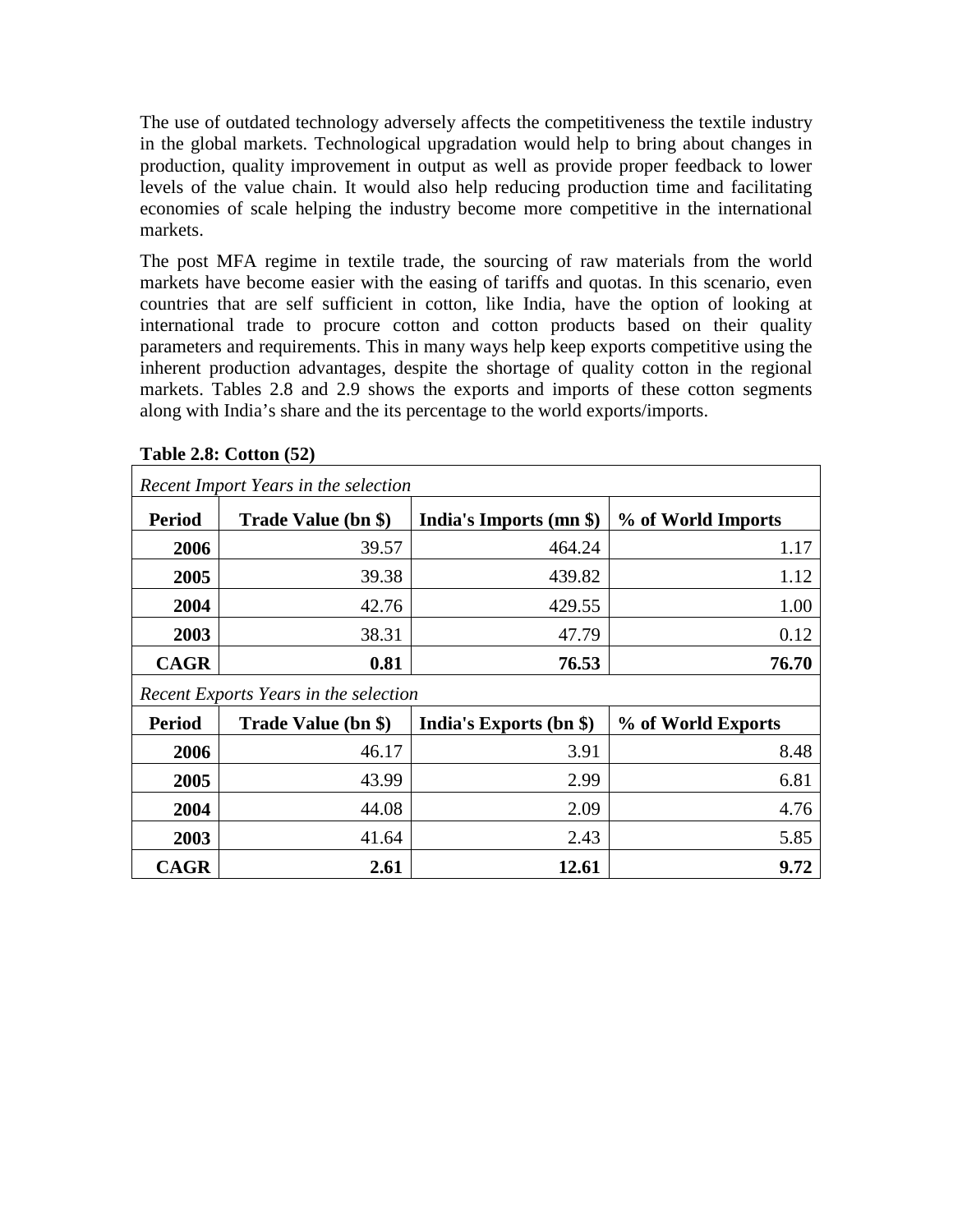The use of outdated technology adversely affects the competitiveness the textile industry in the global markets. Technological upgradation would help to bring about changes in production, quality improvement in output as well as provide proper feedback to lower levels of the value chain. It would also help reducing production time and facilitating economies of scale helping the industry become more competitive in the international markets.

The post MFA regime in textile trade, the sourcing of raw materials from the world markets have become easier with the easing of tariffs and quotas. In this scenario, even countries that are self sufficient in cotton, like India, have the option of looking at international trade to procure cotton and cotton products based on their quality parameters and requirements. This in many ways help keep exports competitive using the inherent production advantages, despite the shortage of quality cotton in the regional markets. Tables 2.8 and 2.9 shows the exports and imports of these cotton segments along with India's share and the its percentage to the world exports/imports.

**Table 2.8: Cotton (52)**

| *Recent Import Years in the selection* | | | |
|---|---|---|---|
| **Period** | **Trade Value (bn $)** | **India's Imports (mn $)** | **% of World Imports** |
| **2006** | 39.57 | 464.24 | 1.17 |
| **2005** | 39.38 | 439.82 | 1.12 |
| **2004** | 42.76 | 429.55 | 1.00 |
| **2003** | 38.31 | 47.79 | 0.12 |
| **CAGR** | **0.81** | **76.53** | **76.70** |
| *Recent Exports Years in the selection* | | | |
| **Period** | **Trade Value (bn $)** | **India's Exports (bn $)** | **% of World Exports** |
| **2006** | 46.17 | 3.91 | 8.48 |
| **2005** | 43.99 | 2.99 | 6.81 |
| **2004** | 44.08 | 2.09 | 4.76 |
| **2003** | 41.64 | 2.43 | 5.85 |
| **CAGR** | **2.61** | **12.61** | **9.72** |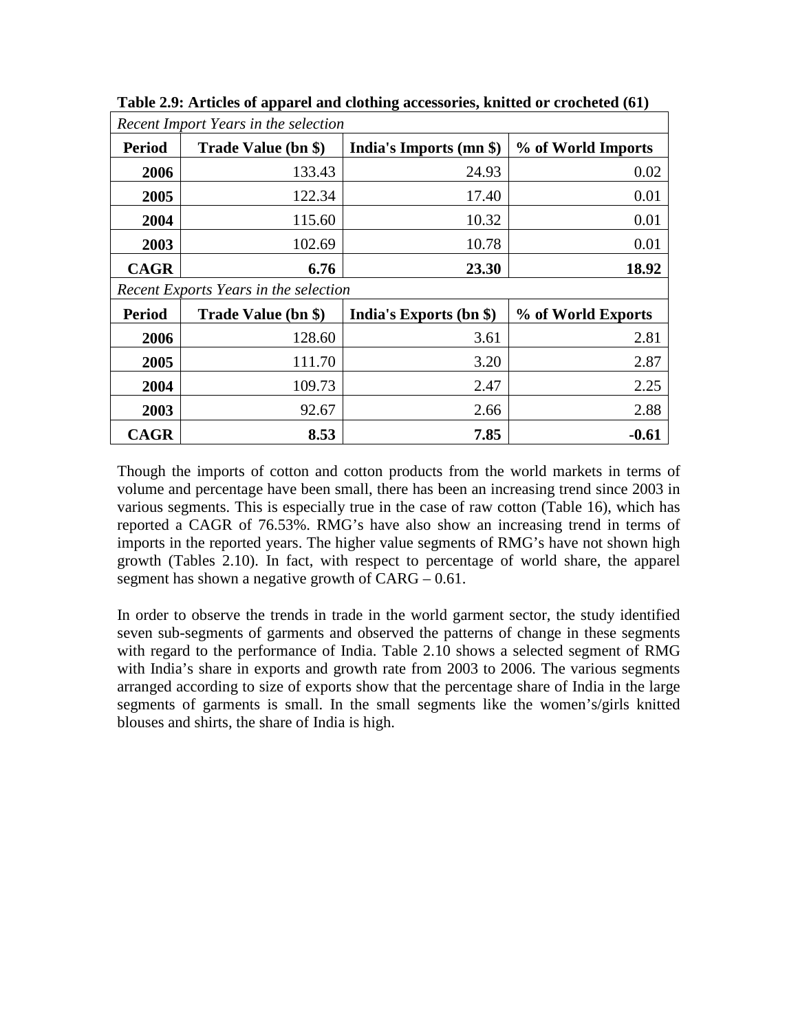**Table 2.9: Articles of apparel and clothing accessories, knitted or crocheted (61)**

| *Recent Import Years in the selection* | | | |
|---|---|---|---|
| **Period** | **Trade Value (bn $)** | **India's Imports (mn $)** | **% of World Imports** |
| **2006** | 133.43 | 24.93 | 0.02 |
| **2005** | 122.34 | 17.40 | 0.01 |
| **2004** | 115.60 | 10.32 | 0.01 |
| **2003** | 102.69 | 10.78 | 0.01 |
| **CAGR** | **6.76** | **23.30** | **18.92** |
| *Recent Exports Years in the selection* | | | |
| **Period** | **Trade Value (bn $)** | **India's Exports (bn $)** | **% of World Exports** |
| **2006** | 128.60 | 3.61 | 2.81 |
| **2005** | 111.70 | 3.20 | 2.87 |
| **2004** | 109.73 | 2.47 | 2.25 |
| **2003** | 92.67 | 2.66 | 2.88 |
| **CAGR** | **8.53** | **7.85** | **-0.61** |

Though the imports of cotton and cotton products from the world markets in terms of volume and percentage have been small, there has been an increasing trend since 2003 in various segments. This is especially true in the case of raw cotton (Table 16), which has reported a CAGR of 76.53%. RMG's have also show an increasing trend in terms of imports in the reported years. The higher value segments of RMG's have not shown high growth (Tables 2.10). In fact, with respect to percentage of world share, the apparel segment has shown a negative growth of CARG – 0.61.

In order to observe the trends in trade in the world garment sector, the study identified seven sub-segments of garments and observed the patterns of change in these segments with regard to the performance of India. Table 2.10 shows a selected segment of RMG with India's share in exports and growth rate from 2003 to 2006. The various segments arranged according to size of exports show that the percentage share of India in the large segments of garments is small. In the small segments like the women's/girls knitted blouses and shirts, the share of India is high.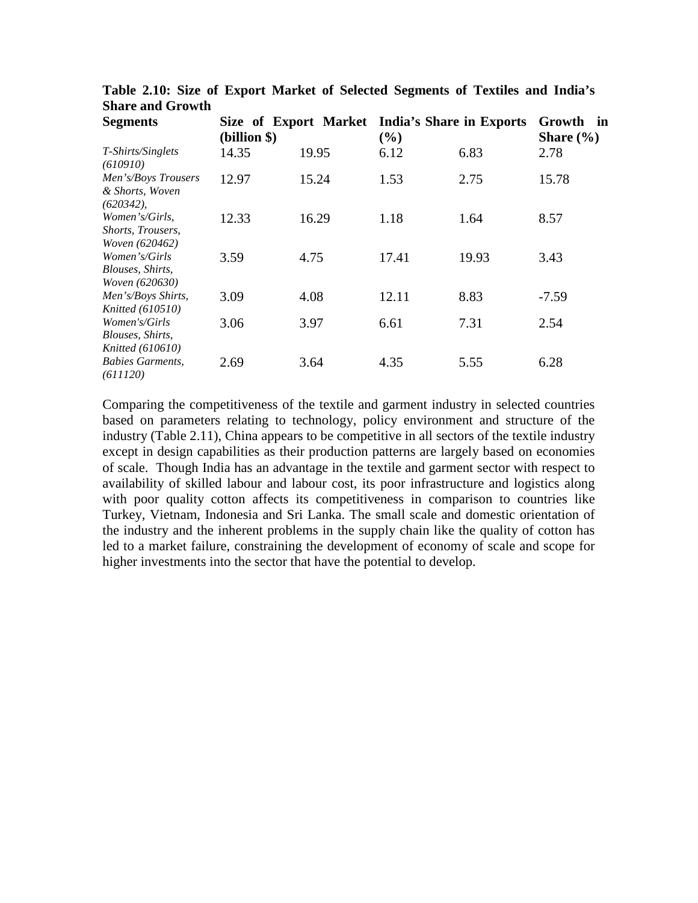**Table 2.10: Size of Export Market of Selected Segments of Textiles and India's Share and Growth**

| Segments | Size of Export Market (billion $) | | India's Share in Exports (%) | | Growth in Share (%) |
|---|---|---|---|---|---|
| *T-Shirts/Singlets (610910)* | 14.35 | 19.95 | 6.12 | 6.83 | 2.78 |
| *Men's/Boys Trousers & Shorts, Woven (620342),* | 12.97 | 15.24 | 1.53 | 2.75 | 15.78 |
| *Women's/Girls, Shorts, Trousers, Woven (620462)* | 12.33 | 16.29 | 1.18 | 1.64 | 8.57 |
| *Women's/Girls Blouses, Shirts, Woven (620630)* | 3.59 | 4.75 | 17.41 | 19.93 | 3.43 |
| *Men's/Boys Shirts, Knitted (610510)* | 3.09 | 4.08 | 12.11 | 8.83 | -7.59 |
| *Women's/Girls Blouses, Shirts, Knitted (610610)* | 3.06 | 3.97 | 6.61 | 7.31 | 2.54 |
| *Babies Garments, (611120)* | 2.69 | 3.64 | 4.35 | 5.55 | 6.28 |

Comparing the competitiveness of the textile and garment industry in selected countries based on parameters relating to technology, policy environment and structure of the industry (Table 2.11), China appears to be competitive in all sectors of the textile industry except in design capabilities as their production patterns are largely based on economies of scale. Though India has an advantage in the textile and garment sector with respect to availability of skilled labour and labour cost, its poor infrastructure and logistics along with poor quality cotton affects its competitiveness in comparison to countries like Turkey, Vietnam, Indonesia and Sri Lanka. The small scale and domestic orientation of the industry and the inherent problems in the supply chain like the quality of cotton has led to a market failure, constraining the development of economy of scale and scope for higher investments into the sector that have the potential to develop.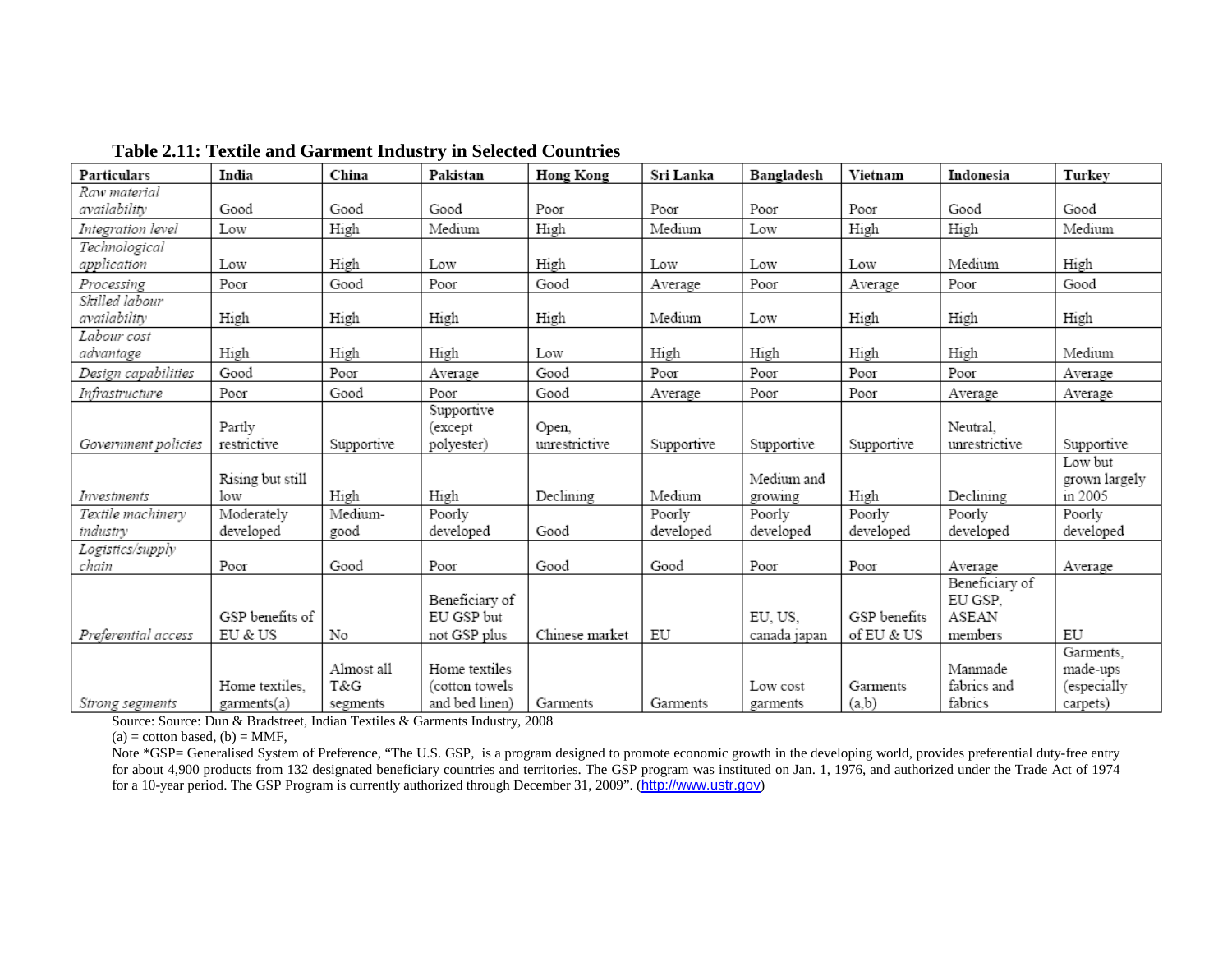**Table 2.11: Textile and Garment Industry in Selected Countries**

| Particulars | India | China | Pakistan | Hong Kong | Sri Lanka | Bangladesh | Vietnam | Indonesia | Turkey |
|---|---|---|---|---|---|---|---|---|---|
| *Raw material availability* | Good | Good | Good | Poor | Poor | Poor | Poor | Good | Good |
| *Integration level* | Low | High | Medium | High | Medium | Low | High | High | Medium |
| *Technological application* | Low | High | Low | High | Low | Low | Low | Medium | High |
| *Processing* | Poor | Good | Poor | Good | Average | Poor | Average | Poor | Good |
| *Skilled labour availability* | High | High | High | High | Medium | Low | High | High | High |
| *Labour cost advantage* | High | High | High | Low | High | High | High | High | Medium |
| *Design capabilities* | Good | Poor | Average | Good | Poor | Poor | Poor | Poor | Average |
| *Infrastructure* | Poor | Good | Poor | Good | Average | Poor | Poor | Average | Average |
| *Government policies* | Partly restrictive | Supportive | Supportive (except polyester) | Open, unrestrictive | Supportive | Supportive | Supportive | Neutral, unrestrictive | Supportive |
| *Investments* | Rising but still low | High | High | Declining | Medium | Medium and growing | High | Declining | Low but grown largely in 2005 |
| *Textile machinery industry* | Moderately developed | Medium-good | Poorly developed | Good | Poorly developed | Poorly developed | Poorly developed | Poorly developed | Poorly developed |
| *Logistics/supply chain* | Poor | Good | Poor | Good | Good | Poor | Poor | Average | Average |
| *Preferential access* | GSP benefits of EU & US | No | Beneficiary of EU GSP but not GSP plus | Chinese market | EU | EU, US, canada japan | GSP benefits of EU & US | Beneficiary of EU GSP, ASEAN members | EU |
| *Strong segments* | Home textiles, garments(a) | Almost all T&G segments | Home textiles (cotton towels and bed linen) | Garments | Garments | Low cost garments | Garments (a,b) | Manmade fabrics and fabrics | Garments, made-ups (especially carpets) |

Source: Source: Dun & Bradstreet, Indian Textiles & Garments Industry, 2008

(a) = cotton based, (b) = MMF,

Note *GSP= Generalised System of Preference, "The U.S. GSP, is a program designed to promote economic growth in the developing world, provides preferential duty-free entry for about 4,900 products from 132 designated beneficiary countries and territories. The GSP program was instituted on Jan. 1, 1976, and authorized under the Trade Act of 1974 for a 10-year period. The GSP Program is currently authorized through December 31, 2009". (http://www.ustr.gov)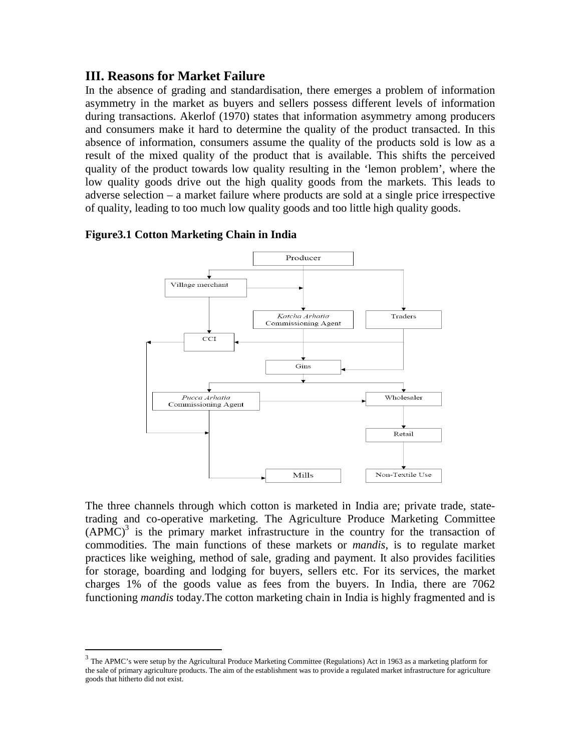## III. Reasons for Market Failure

In the absence of grading and standardisation, there emerges a problem of information asymmetry in the market as buyers and sellers possess different levels of information during transactions. Akerlof (1970) states that information asymmetry among producers and consumers make it hard to determine the quality of the product transacted. In this absence of information, consumers assume the quality of the products sold is low as a result of the mixed quality of the product that is available. This shifts the perceived quality of the product towards low quality resulting in the 'lemon problem', where the low quality goods drive out the high quality goods from the markets. This leads to adverse selection – a market failure where products are sold at a single price irrespective of quality, leading to too much low quality goods and too little high quality goods.

**Figure3.1 Cotton Marketing Chain in India**

The three channels through which cotton is marketed in India are; private trade, state-trading and co-operative marketing. The Agriculture Produce Marketing Committee (APMC)[3] is the primary market infrastructure in the country for the transaction of commodities. The main functions of these markets or *mandis*, is to regulate market practices like weighing, method of sale, grading and payment. It also provides facilities for storage, boarding and lodging for buyers, sellers etc. For its services, the market charges 1% of the goods value as fees from the buyers. In India, there are 7062 functioning *mandis* today.The cotton marketing chain in India is highly fragmented and is

[3] The APMC's were setup by the Agricultural Produce Marketing Committee (Regulations) Act in 1963 as a marketing platform for the sale of primary agriculture products. The aim of the establishment was to provide a regulated market infrastructure for agriculture goods that hitherto did not exist.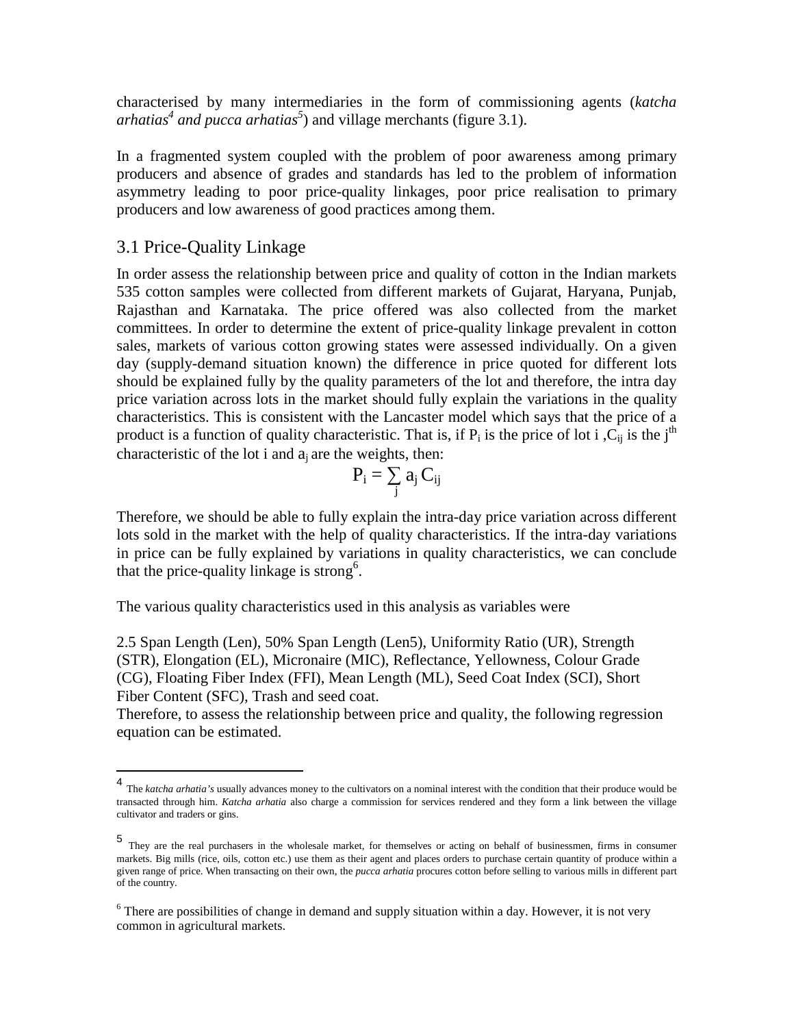characterised by many intermediaries in the form of commissioning agents (*katcha arhatias*[4] *and pucca arhatias*[5]) and village merchants (figure 3.1).

In a fragmented system coupled with the problem of poor awareness among primary producers and absence of grades and standards has led to the problem of information asymmetry leading to poor price-quality linkages, poor price realisation to primary producers and low awareness of good practices among them.

## 3.1 Price-Quality Linkage

In order assess the relationship between price and quality of cotton in the Indian markets 535 cotton samples were collected from different markets of Gujarat, Haryana, Punjab, Rajasthan and Karnataka. The price offered was also collected from the market committees. In order to determine the extent of price-quality linkage prevalent in cotton sales, markets of various cotton growing states were assessed individually. On a given day (supply-demand situation known) the difference in price quoted for different lots should be explained fully by the quality parameters of the lot and therefore, the intra day price variation across lots in the market should fully explain the variations in the quality characteristics. This is consistent with the Lancaster model which says that the price of a product is a function of quality characteristic. That is, if $P_i$ is the price of lot i ,$C_{ij}$ is the $j^{th}$ characteristic of the lot i and $a_j$ are the weights, then:

$$P_i = \sum_j a_j C_{ij}$$

Therefore, we should be able to fully explain the intra-day price variation across different lots sold in the market with the help of quality characteristics. If the intra-day variations in price can be fully explained by variations in quality characteristics, we can conclude that the price-quality linkage is strong[6].

The various quality characteristics used in this analysis as variables were

2.5 Span Length (Len), 50% Span Length (Len5), Uniformity Ratio (UR), Strength (STR), Elongation (EL), Micronaire (MIC), Reflectance, Yellowness, Colour Grade (CG), Floating Fiber Index (FFI), Mean Length (ML), Seed Coat Index (SCI), Short Fiber Content (SFC), Trash and seed coat.
Therefore, to assess the relationship between price and quality, the following regression equation can be estimated.

---

[4] The *katcha arhatia's* usually advances money to the cultivators on a nominal interest with the condition that their produce would be transacted through him. *Katcha arhatia* also charge a commission for services rendered and they form a link between the village cultivator and traders or gins.

[5] They are the real purchasers in the wholesale market, for themselves or acting on behalf of businessmen, firms in consumer markets. Big mills (rice, oils, cotton etc.) use them as their agent and places orders to purchase certain quantity of produce within a given range of price. When transacting on their own, the *pucca arhatia* procures cotton before selling to various mills in different part of the country.

[6] There are possibilities of change in demand and supply situation within a day. However, it is not very common in agricultural markets.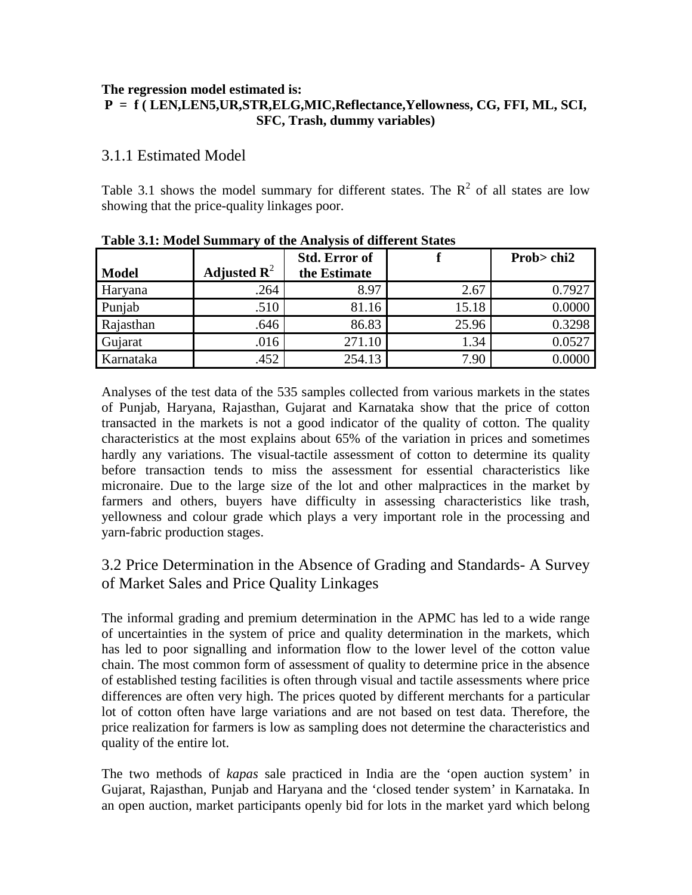**The regression model estimated is:**
**P = f ( LEN,LEN5,UR,STR,ELG,MIC,Reflectance,Yellowness, CG, FFI, ML, SCI, SFC, Trash, dummy variables)**

### 3.1.1 Estimated Model

Table 3.1 shows the model summary for different states. The $R^2$ of all states are low showing that the price-quality linkages poor.

**Table 3.1: Model Summary of the Analysis of different States**

| Model | Adjusted $R^2$ | Std. Error of the Estimate | f | Prob> chi2 |
|---|---|---|---|---|
| Haryana | .264 | 8.97 | 2.67 | 0.7927 |
| Punjab | .510 | 81.16 | 15.18 | 0.0000 |
| Rajasthan | .646 | 86.83 | 25.96 | 0.3298 |
| Gujarat | .016 | 271.10 | 1.34 | 0.0527 |
| Karnataka | .452 | 254.13 | 7.90 | 0.0000 |

Analyses of the test data of the 535 samples collected from various markets in the states of Punjab, Haryana, Rajasthan, Gujarat and Karnataka show that the price of cotton transacted in the markets is not a good indicator of the quality of cotton. The quality characteristics at the most explains about 65% of the variation in prices and sometimes hardly any variations. The visual-tactile assessment of cotton to determine its quality before transaction tends to miss the assessment for essential characteristics like micronaire. Due to the large size of the lot and other malpractices in the market by farmers and others, buyers have difficulty in assessing characteristics like trash, yellowness and colour grade which plays a very important role in the processing and yarn-fabric production stages.

## 3.2 Price Determination in the Absence of Grading and Standards- A Survey of Market Sales and Price Quality Linkages

The informal grading and premium determination in the APMC has led to a wide range of uncertainties in the system of price and quality determination in the markets, which has led to poor signalling and information flow to the lower level of the cotton value chain. The most common form of assessment of quality to determine price in the absence of established testing facilities is often through visual and tactile assessments where price differences are often very high. The prices quoted by different merchants for a particular lot of cotton often have large variations and are not based on test data. Therefore, the price realization for farmers is low as sampling does not determine the characteristics and quality of the entire lot.

The two methods of *kapas* sale practiced in India are the 'open auction system' in Gujarat, Rajasthan, Punjab and Haryana and the 'closed tender system' in Karnataka. In an open auction, market participants openly bid for lots in the market yard which belong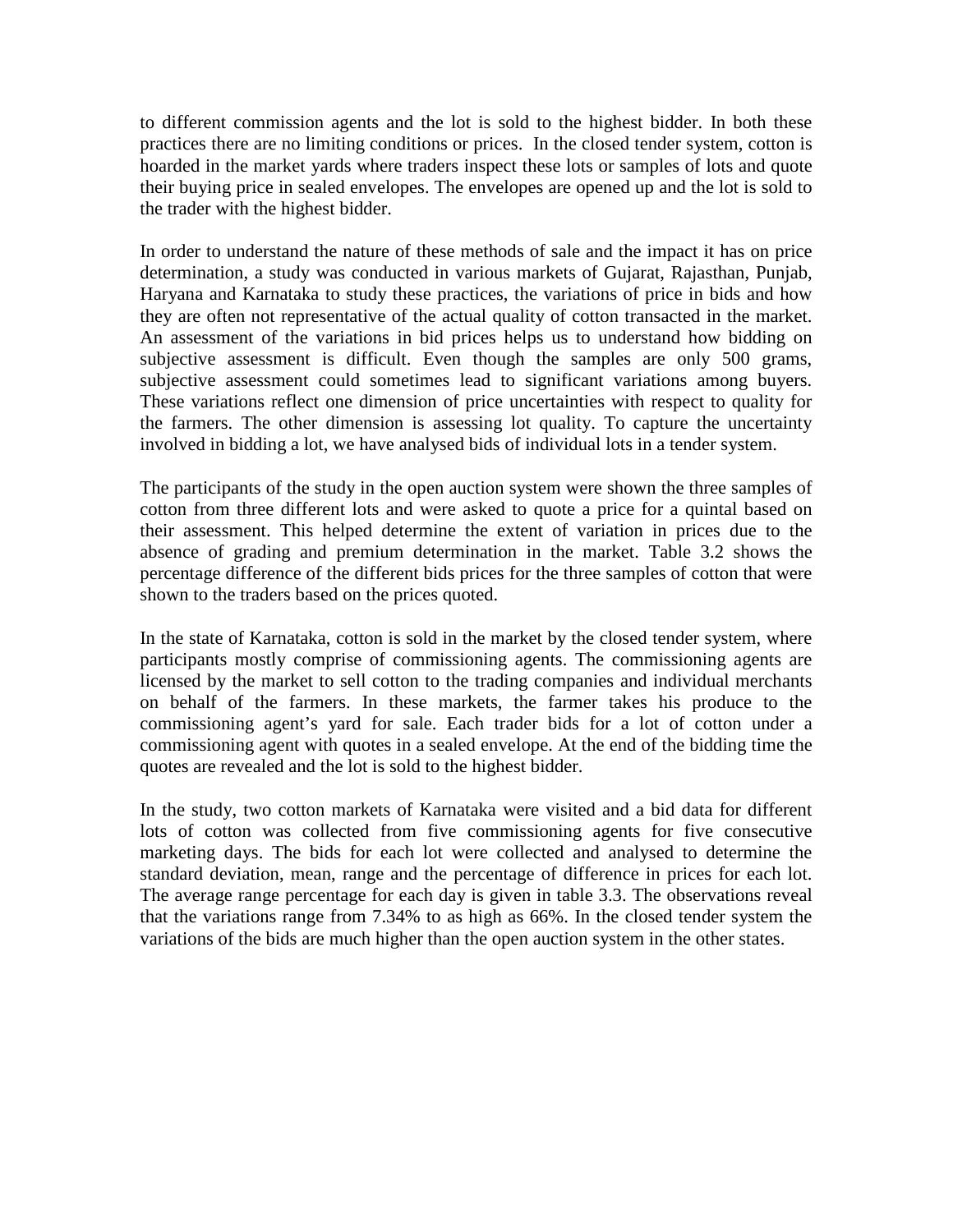to different commission agents and the lot is sold to the highest bidder. In both these practices there are no limiting conditions or prices. In the closed tender system, cotton is hoarded in the market yards where traders inspect these lots or samples of lots and quote their buying price in sealed envelopes. The envelopes are opened up and the lot is sold to the trader with the highest bidder.

In order to understand the nature of these methods of sale and the impact it has on price determination, a study was conducted in various markets of Gujarat, Rajasthan, Punjab, Haryana and Karnataka to study these practices, the variations of price in bids and how they are often not representative of the actual quality of cotton transacted in the market. An assessment of the variations in bid prices helps us to understand how bidding on subjective assessment is difficult. Even though the samples are only 500 grams, subjective assessment could sometimes lead to significant variations among buyers. These variations reflect one dimension of price uncertainties with respect to quality for the farmers. The other dimension is assessing lot quality. To capture the uncertainty involved in bidding a lot, we have analysed bids of individual lots in a tender system.

The participants of the study in the open auction system were shown the three samples of cotton from three different lots and were asked to quote a price for a quintal based on their assessment. This helped determine the extent of variation in prices due to the absence of grading and premium determination in the market. Table 3.2 shows the percentage difference of the different bids prices for the three samples of cotton that were shown to the traders based on the prices quoted.

In the state of Karnataka, cotton is sold in the market by the closed tender system, where participants mostly comprise of commissioning agents. The commissioning agents are licensed by the market to sell cotton to the trading companies and individual merchants on behalf of the farmers. In these markets, the farmer takes his produce to the commissioning agent's yard for sale. Each trader bids for a lot of cotton under a commissioning agent with quotes in a sealed envelope. At the end of the bidding time the quotes are revealed and the lot is sold to the highest bidder.

In the study, two cotton markets of Karnataka were visited and a bid data for different lots of cotton was collected from five commissioning agents for five consecutive marketing days. The bids for each lot were collected and analysed to determine the standard deviation, mean, range and the percentage of difference in prices for each lot. The average range percentage for each day is given in table 3.3. The observations reveal that the variations range from 7.34% to as high as 66%. In the closed tender system the variations of the bids are much higher than the open auction system in the other states.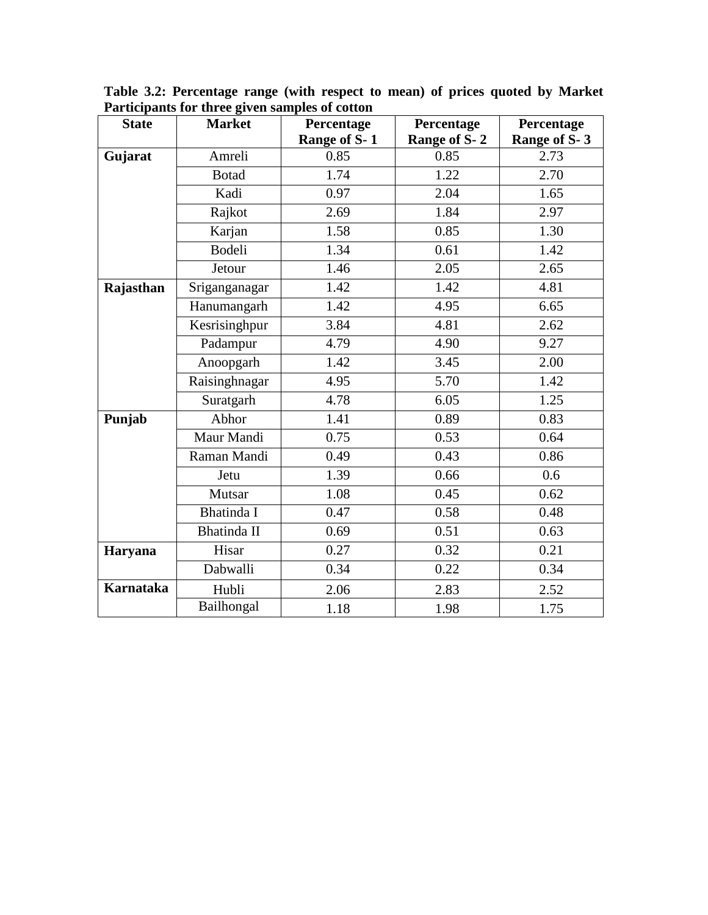**Table 3.2: Percentage range (with respect to mean) of prices quoted by Market Participants for three given samples of cotton**

| State | Market | Percentage Range of S- 1 | Percentage Range of S- 2 | Percentage Range of S- 3 |
|---|---|---|---|---|
| **Gujarat** | Amreli | 0.85 | 0.85 | 2.73 |
| | Botad | 1.74 | 1.22 | 2.70 |
| | Kadi | 0.97 | 2.04 | 1.65 |
| | Rajkot | 2.69 | 1.84 | 2.97 |
| | Karjan | 1.58 | 0.85 | 1.30 |
| | Bodeli | 1.34 | 0.61 | 1.42 |
| | Jetour | 1.46 | 2.05 | 2.65 |
| **Rajasthan** | Sriganganagar | 1.42 | 1.42 | 4.81 |
| | Hanumangarh | 1.42 | 4.95 | 6.65 |
| | Kesrisinghpur | 3.84 | 4.81 | 2.62 |
| | Padampur | 4.79 | 4.90 | 9.27 |
| | Anoopgarh | 1.42 | 3.45 | 2.00 |
| | Raisinghnagar | 4.95 | 5.70 | 1.42 |
| | Suratgarh | 4.78 | 6.05 | 1.25 |
| **Punjab** | Abhor | 1.41 | 0.89 | 0.83 |
| | Maur Mandi | 0.75 | 0.53 | 0.64 |
| | Raman Mandi | 0.49 | 0.43 | 0.86 |
| | Jetu | 1.39 | 0.66 | 0.6 |
| | Mutsar | 1.08 | 0.45 | 0.62 |
| | Bhatinda I | 0.47 | 0.58 | 0.48 |
| | Bhatinda II | 0.69 | 0.51 | 0.63 |
| **Haryana** | Hisar | 0.27 | 0.32 | 0.21 |
| | Dabwalli | 0.34 | 0.22 | 0.34 |
| **Karnataka** | Hubli | 2.06 | 2.83 | 2.52 |
| | Bailhongal | 1.18 | 1.98 | 1.75 |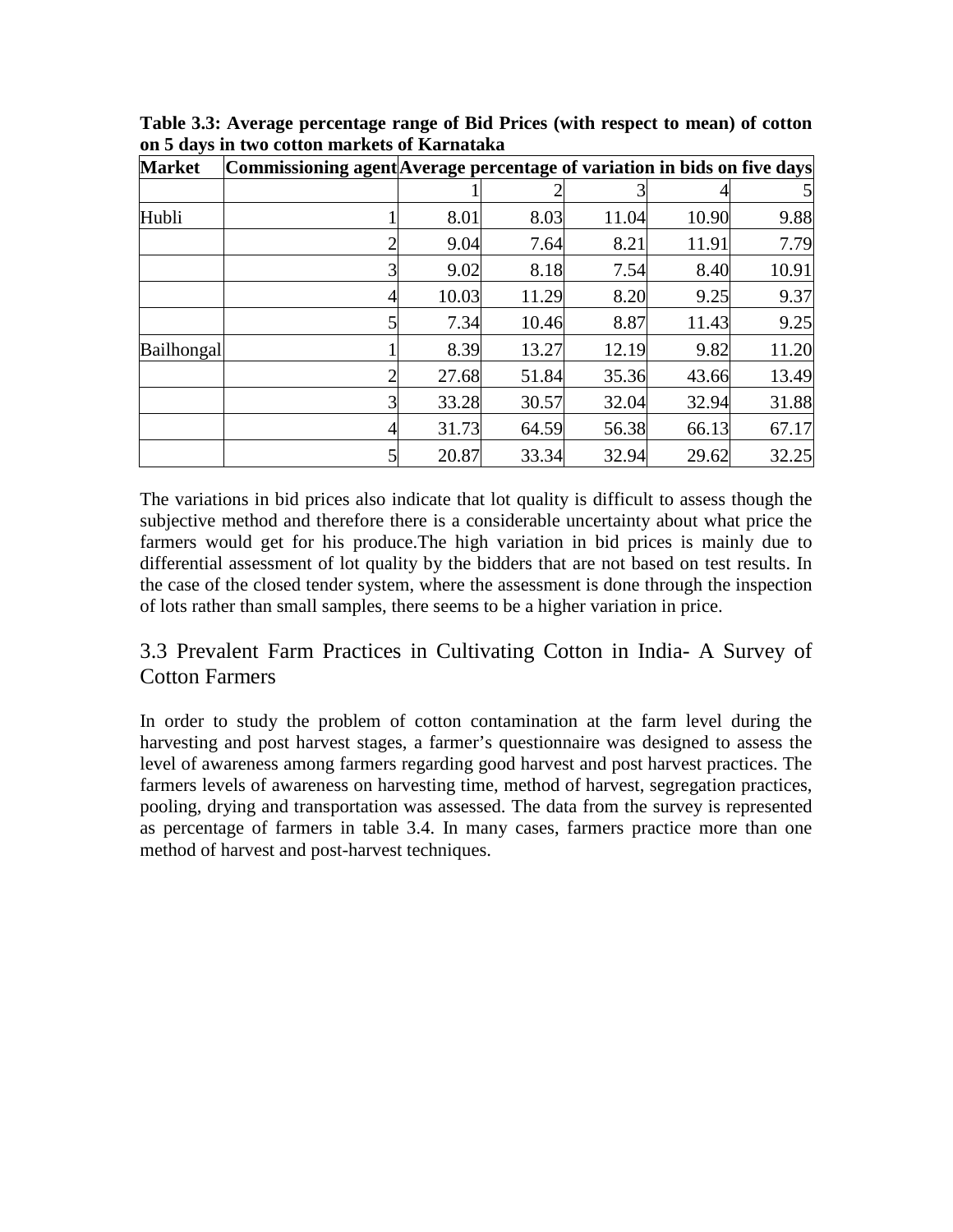**Table 3.3: Average percentage range of Bid Prices (with respect to mean) of cotton on 5 days in two cotton markets of Karnataka**

| Market | Commissioning agent | Average percentage of variation in bids on five days | | | | |
|---|---|---|---|---|---|---|
| | | 1 | 2 | 3 | 4 | 5 |
| Hubli | 1 | 8.01 | 8.03 | 11.04 | 10.90 | 9.88 |
| | 2 | 9.04 | 7.64 | 8.21 | 11.91 | 7.79 |
| | 3 | 9.02 | 8.18 | 7.54 | 8.40 | 10.91 |
| | 4 | 10.03 | 11.29 | 8.20 | 9.25 | 9.37 |
| | 5 | 7.34 | 10.46 | 8.87 | 11.43 | 9.25 |
| Bailhongal | 1 | 8.39 | 13.27 | 12.19 | 9.82 | 11.20 |
| | 2 | 27.68 | 51.84 | 35.36 | 43.66 | 13.49 |
| | 3 | 33.28 | 30.57 | 32.04 | 32.94 | 31.88 |
| | 4 | 31.73 | 64.59 | 56.38 | 66.13 | 67.17 |
| | 5 | 20.87 | 33.34 | 32.94 | 29.62 | 32.25 |

The variations in bid prices also indicate that lot quality is difficult to assess though the subjective method and therefore there is a considerable uncertainty about what price the farmers would get for his produce.The high variation in bid prices is mainly due to differential assessment of lot quality by the bidders that are not based on test results. In the case of the closed tender system, where the assessment is done through the inspection of lots rather than small samples, there seems to be a higher variation in price.

## 3.3 Prevalent Farm Practices in Cultivating Cotton in India- A Survey of Cotton Farmers

In order to study the problem of cotton contamination at the farm level during the harvesting and post harvest stages, a farmer's questionnaire was designed to assess the level of awareness among farmers regarding good harvest and post harvest practices. The farmers levels of awareness on harvesting time, method of harvest, segregation practices, pooling, drying and transportation was assessed. The data from the survey is represented as percentage of farmers in table 3.4. In many cases, farmers practice more than one method of harvest and post-harvest techniques.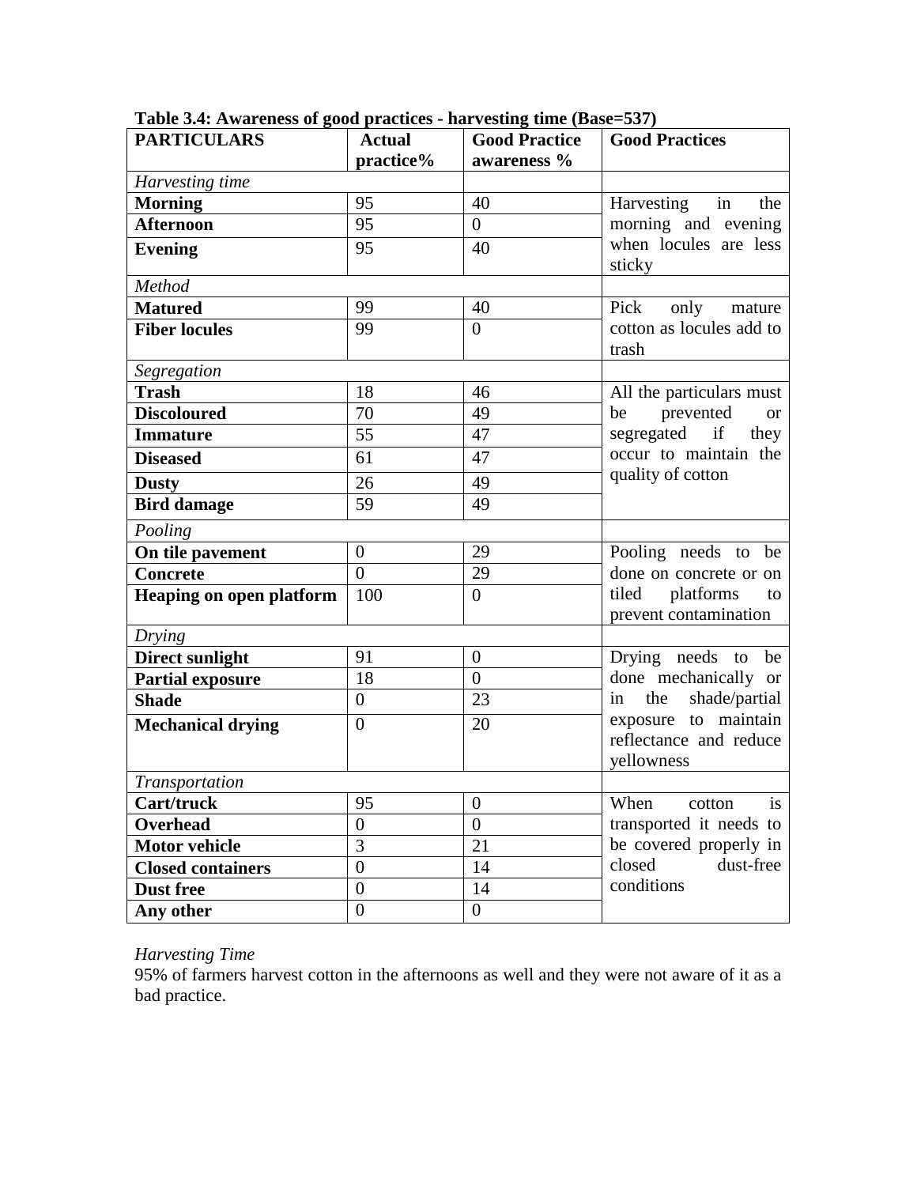**Table 3.4: Awareness of good practices - harvesting time (Base=537)**

| PARTICULARS | Actual practice% | Good Practice awareness % | Good Practices |
|---|---|---|---|
| *Harvesting time* | | | |
| **Morning** | 95 | 40 | Harvesting in the morning and evening when locules are less sticky |
| **Afternoon** | 95 | 0 | |
| **Evening** | 95 | 40 | |
| *Method* | | | |
| **Matured** | 99 | 40 | Pick only mature cotton as locules add to trash |
| **Fiber locules** | 99 | 0 | |
| *Segregation* | | | |
| **Trash** | 18 | 46 | All the particulars must be prevented or segregated if they occur to maintain the quality of cotton |
| **Discoloured** | 70 | 49 | |
| **Immature** | 55 | 47 | |
| **Diseased** | 61 | 47 | |
| **Dusty** | 26 | 49 | |
| **Bird damage** | 59 | 49 | |
| *Pooling* | | | |
| **On tile pavement** | 0 | 29 | Pooling needs to be done on concrete or on tiled platforms to prevent contamination |
| **Concrete** | 0 | 29 | |
| **Heaping on open platform** | 100 | 0 | |
| *Drying* | | | |
| **Direct sunlight** | 91 | 0 | Drying needs to be done mechanically or in the shade/partial exposure to maintain reflectance and reduce yellowness |
| **Partial exposure** | 18 | 0 | |
| **Shade** | 0 | 23 | |
| **Mechanical drying** | 0 | 20 | |
| *Transportation* | | | |
| **Cart/truck** | 95 | 0 | When cotton is transported it needs to be covered properly in closed dust-free conditions |
| **Overhead** | 0 | 0 | |
| **Motor vehicle** | 3 | 21 | |
| **Closed containers** | 0 | 14 | |
| **Dust free** | 0 | 14 | |
| **Any other** | 0 | 0 | |

*Harvesting Time*

95% of farmers harvest cotton in the afternoons as well and they were not aware of it as a bad practice.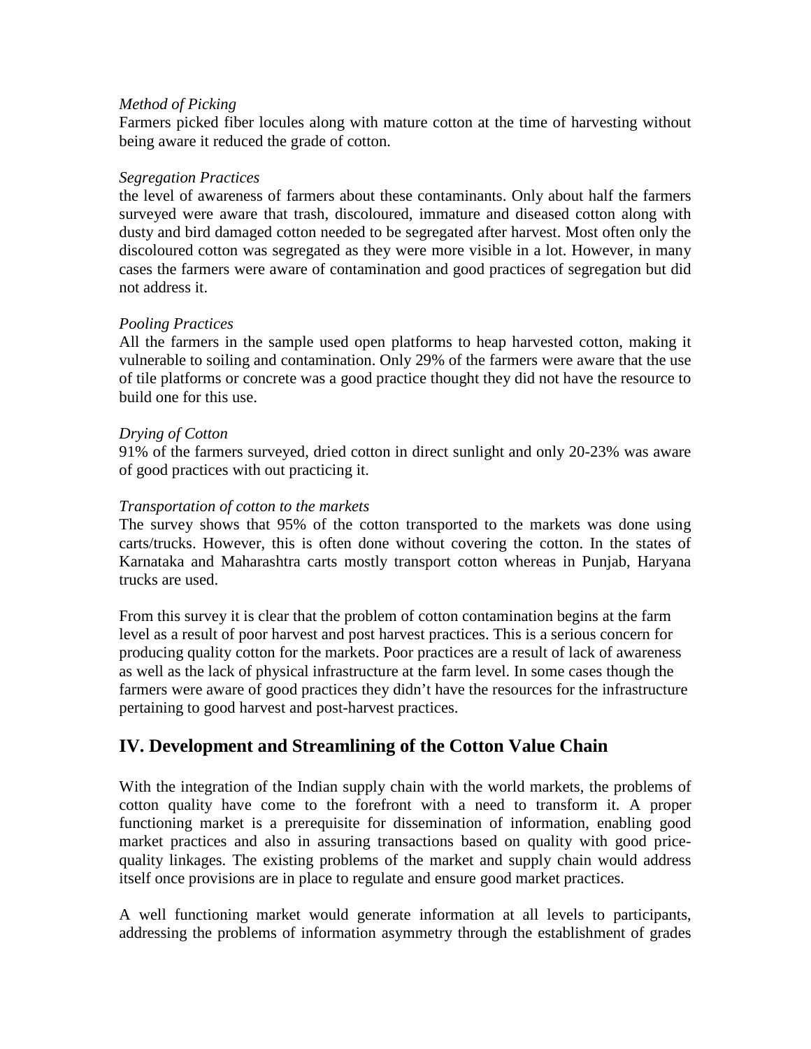*Method of Picking*

Farmers picked fiber locules along with mature cotton at the time of harvesting without being aware it reduced the grade of cotton.

*Segregation Practices*

the level of awareness of farmers about these contaminants. Only about half the farmers surveyed were aware that trash, discoloured, immature and diseased cotton along with dusty and bird damaged cotton needed to be segregated after harvest. Most often only the discoloured cotton was segregated as they were more visible in a lot. However, in many cases the farmers were aware of contamination and good practices of segregation but did not address it.

*Pooling Practices*

All the farmers in the sample used open platforms to heap harvested cotton, making it vulnerable to soiling and contamination. Only 29% of the farmers were aware that the use of tile platforms or concrete was a good practice thought they did not have the resource to build one for this use.

*Drying of Cotton*

91% of the farmers surveyed, dried cotton in direct sunlight and only 20-23% was aware of good practices with out practicing it.

*Transportation of cotton to the markets*

The survey shows that 95% of the cotton transported to the markets was done using carts/trucks. However, this is often done without covering the cotton. In the states of Karnataka and Maharashtra carts mostly transport cotton whereas in Punjab, Haryana trucks are used.

From this survey it is clear that the problem of cotton contamination begins at the farm level as a result of poor harvest and post harvest practices. This is a serious concern for producing quality cotton for the markets. Poor practices are a result of lack of awareness as well as the lack of physical infrastructure at the farm level. In some cases though the farmers were aware of good practices they didn't have the resources for the infrastructure pertaining to good harvest and post-harvest practices.

## IV. Development and Streamlining of the Cotton Value Chain

With the integration of the Indian supply chain with the world markets, the problems of cotton quality have come to the forefront with a need to transform it. A proper functioning market is a prerequisite for dissemination of information, enabling good market practices and also in assuring transactions based on quality with good price-quality linkages. The existing problems of the market and supply chain would address itself once provisions are in place to regulate and ensure good market practices.

A well functioning market would generate information at all levels to participants, addressing the problems of information asymmetry through the establishment of grades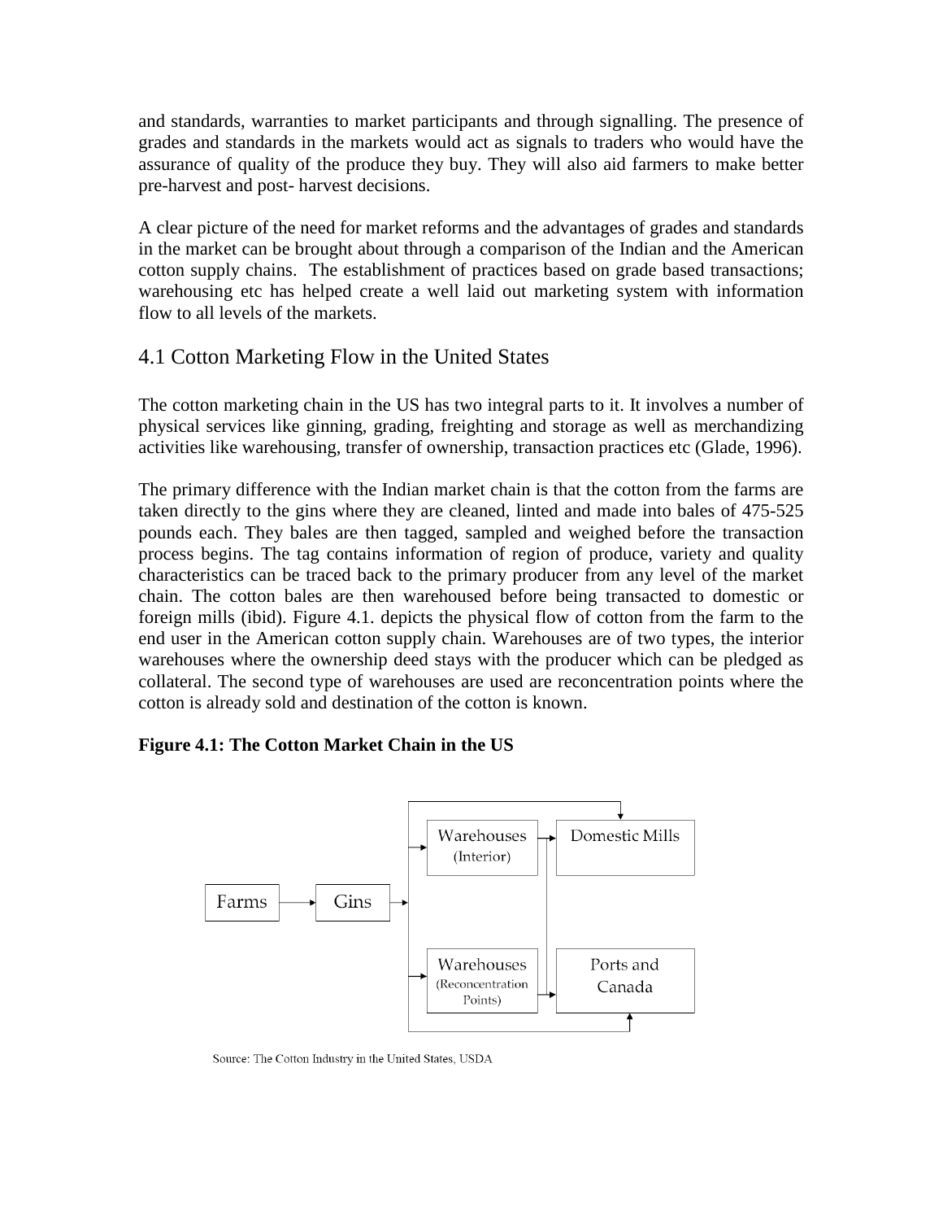and standards, warranties to market participants and through signalling. The presence of grades and standards in the markets would act as signals to traders who would have the assurance of quality of the produce they buy. They will also aid farmers to make better pre-harvest and post- harvest decisions.

A clear picture of the need for market reforms and the advantages of grades and standards in the market can be brought about through a comparison of the Indian and the American cotton supply chains. The establishment of practices based on grade based transactions; warehousing etc has helped create a well laid out marketing system with information flow to all levels of the markets.

## 4.1 Cotton Marketing Flow in the United States

The cotton marketing chain in the US has two integral parts to it. It involves a number of physical services like ginning, grading, freighting and storage as well as merchandizing activities like warehousing, transfer of ownership, transaction practices etc (Glade, 1996).

The primary difference with the Indian market chain is that the cotton from the farms are taken directly to the gins where they are cleaned, linted and made into bales of 475-525 pounds each. They bales are then tagged, sampled and weighed before the transaction process begins. The tag contains information of region of produce, variety and quality characteristics can be traced back to the primary producer from any level of the market chain. The cotton bales are then warehoused before being transacted to domestic or foreign mills (ibid). Figure 4.1. depicts the physical flow of cotton from the farm to the end user in the American cotton supply chain. Warehouses are of two types, the interior warehouses where the ownership deed stays with the producer which can be pledged as collateral. The second type of warehouses are used are reconcentration points where the cotton is already sold and destination of the cotton is known.

**Figure 4.1: The Cotton Market Chain in the US**

Farms → Gins → Warehouses (Interior) / Warehouses (Reconcentration Points) / Domestic Mills / Ports and Canada

Warehouses (Interior) → Domestic Mills; Warehouses → Ports and Canada

Source: The Cotton Industry in the United States, USDA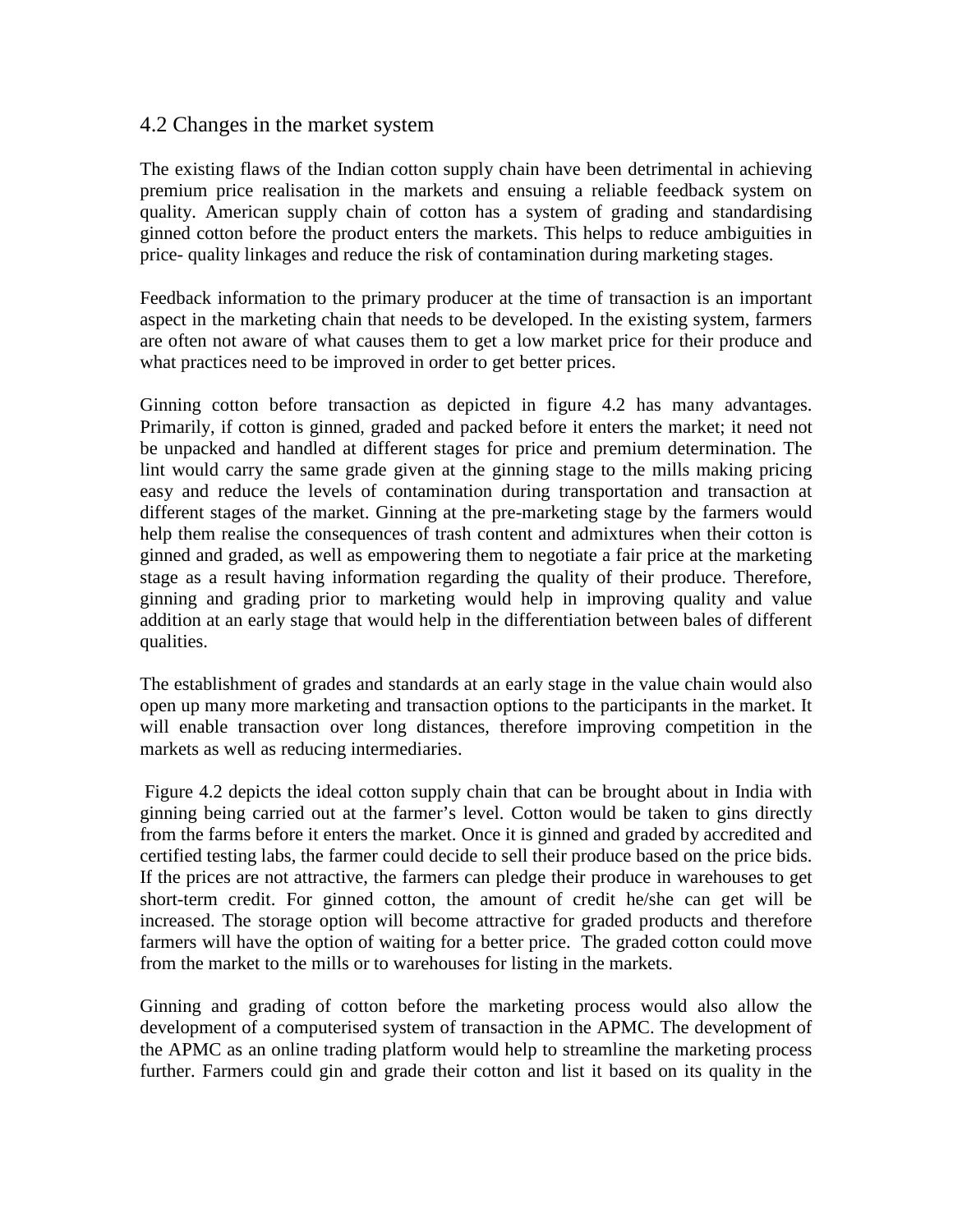## 4.2 Changes in the market system

The existing flaws of the Indian cotton supply chain have been detrimental in achieving premium price realisation in the markets and ensuing a reliable feedback system on quality. American supply chain of cotton has a system of grading and standardising ginned cotton before the product enters the markets. This helps to reduce ambiguities in price- quality linkages and reduce the risk of contamination during marketing stages.

Feedback information to the primary producer at the time of transaction is an important aspect in the marketing chain that needs to be developed. In the existing system, farmers are often not aware of what causes them to get a low market price for their produce and what practices need to be improved in order to get better prices.

Ginning cotton before transaction as depicted in figure 4.2 has many advantages. Primarily, if cotton is ginned, graded and packed before it enters the market; it need not be unpacked and handled at different stages for price and premium determination. The lint would carry the same grade given at the ginning stage to the mills making pricing easy and reduce the levels of contamination during transportation and transaction at different stages of the market. Ginning at the pre-marketing stage by the farmers would help them realise the consequences of trash content and admixtures when their cotton is ginned and graded, as well as empowering them to negotiate a fair price at the marketing stage as a result having information regarding the quality of their produce. Therefore, ginning and grading prior to marketing would help in improving quality and value addition at an early stage that would help in the differentiation between bales of different qualities.

The establishment of grades and standards at an early stage in the value chain would also open up many more marketing and transaction options to the participants in the market. It will enable transaction over long distances, therefore improving competition in the markets as well as reducing intermediaries.

Figure 4.2 depicts the ideal cotton supply chain that can be brought about in India with ginning being carried out at the farmer's level. Cotton would be taken to gins directly from the farms before it enters the market. Once it is ginned and graded by accredited and certified testing labs, the farmer could decide to sell their produce based on the price bids. If the prices are not attractive, the farmers can pledge their produce in warehouses to get short-term credit. For ginned cotton, the amount of credit he/she can get will be increased. The storage option will become attractive for graded products and therefore farmers will have the option of waiting for a better price. The graded cotton could move from the market to the mills or to warehouses for listing in the markets.

Ginning and grading of cotton before the marketing process would also allow the development of a computerised system of transaction in the APMC. The development of the APMC as an online trading platform would help to streamline the marketing process further. Farmers could gin and grade their cotton and list it based on its quality in the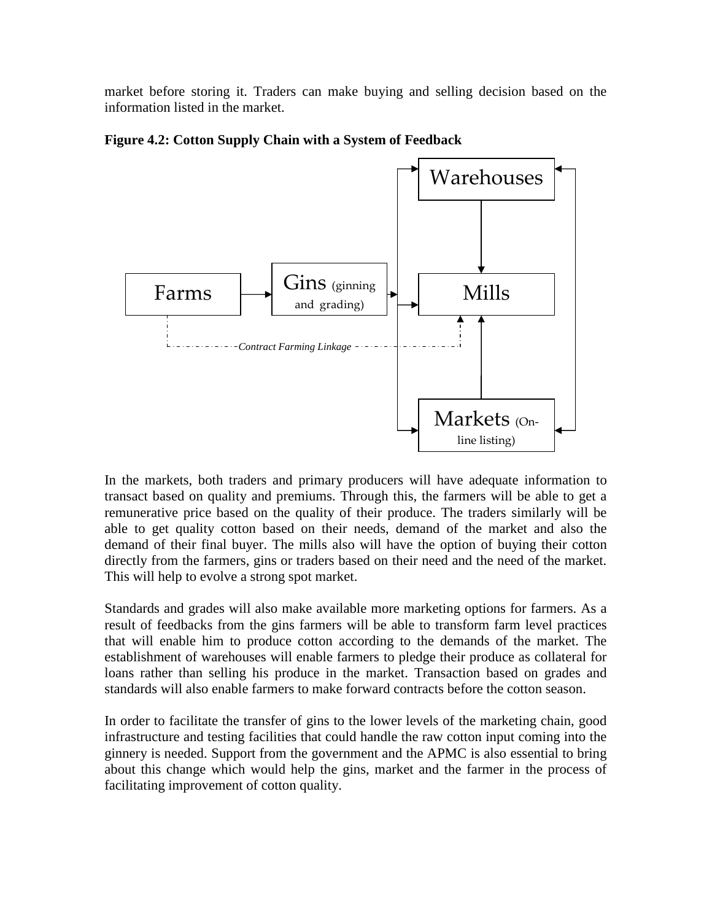market before storing it. Traders can make buying and selling decision based on the information listed in the market.

**Figure 4.2: Cotton Supply Chain with a System of Feedback**

In the markets, both traders and primary producers will have adequate information to transact based on quality and premiums. Through this, the farmers will be able to get a remunerative price based on the quality of their produce. The traders similarly will be able to get quality cotton based on their needs, demand of the market and also the demand of their final buyer. The mills also will have the option of buying their cotton directly from the farmers, gins or traders based on their need and the need of the market. This will help to evolve a strong spot market.

Standards and grades will also make available more marketing options for farmers. As a result of feedbacks from the gins farmers will be able to transform farm level practices that will enable him to produce cotton according to the demands of the market. The establishment of warehouses will enable farmers to pledge their produce as collateral for loans rather than selling his produce in the market. Transaction based on grades and standards will also enable farmers to make forward contracts before the cotton season.

In order to facilitate the transfer of gins to the lower levels of the marketing chain, good infrastructure and testing facilities that could handle the raw cotton input coming into the ginnery is needed. Support from the government and the APMC is also essential to bring about this change which would help the gins, market and the farmer in the process of facilitating improvement of cotton quality.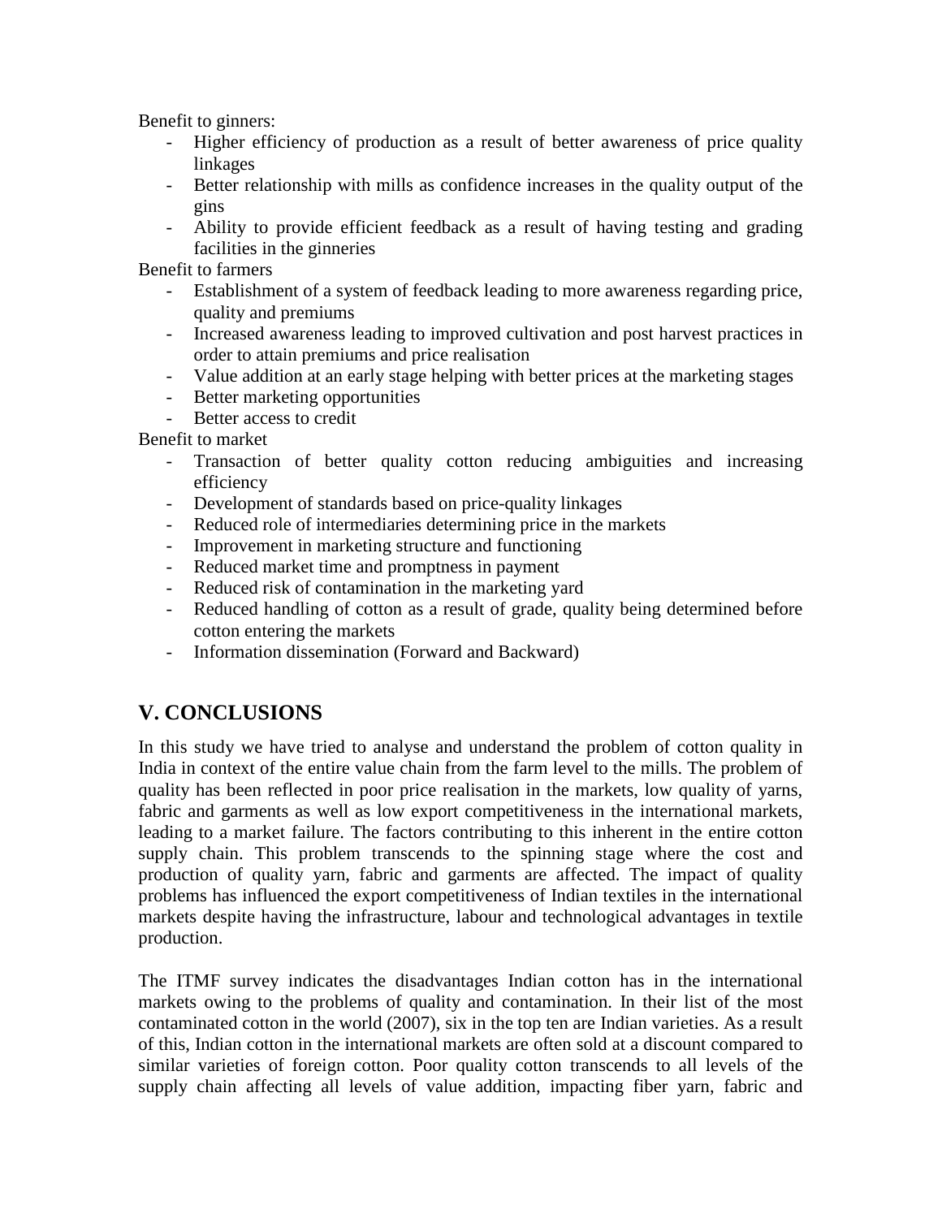Benefit to ginners:

- Higher efficiency of production as a result of better awareness of price quality linkages
- Better relationship with mills as confidence increases in the quality output of the gins
- Ability to provide efficient feedback as a result of having testing and grading facilities in the ginneries

Benefit to farmers

- Establishment of a system of feedback leading to more awareness regarding price, quality and premiums
- Increased awareness leading to improved cultivation and post harvest practices in order to attain premiums and price realisation
- Value addition at an early stage helping with better prices at the marketing stages
- Better marketing opportunities
- Better access to credit

Benefit to market

- Transaction of better quality cotton reducing ambiguities and increasing efficiency
- Development of standards based on price-quality linkages
- Reduced role of intermediaries determining price in the markets
- Improvement in marketing structure and functioning
- Reduced market time and promptness in payment
- Reduced risk of contamination in the marketing yard
- Reduced handling of cotton as a result of grade, quality being determined before cotton entering the markets
- Information dissemination (Forward and Backward)

## V. CONCLUSIONS

In this study we have tried to analyse and understand the problem of cotton quality in India in context of the entire value chain from the farm level to the mills. The problem of quality has been reflected in poor price realisation in the markets, low quality of yarns, fabric and garments as well as low export competitiveness in the international markets, leading to a market failure. The factors contributing to this inherent in the entire cotton supply chain. This problem transcends to the spinning stage where the cost and production of quality yarn, fabric and garments are affected. The impact of quality problems has influenced the export competitiveness of Indian textiles in the international markets despite having the infrastructure, labour and technological advantages in textile production.

The ITMF survey indicates the disadvantages Indian cotton has in the international markets owing to the problems of quality and contamination. In their list of the most contaminated cotton in the world (2007), six in the top ten are Indian varieties. As a result of this, Indian cotton in the international markets are often sold at a discount compared to similar varieties of foreign cotton. Poor quality cotton transcends to all levels of the supply chain affecting all levels of value addition, impacting fiber yarn, fabric and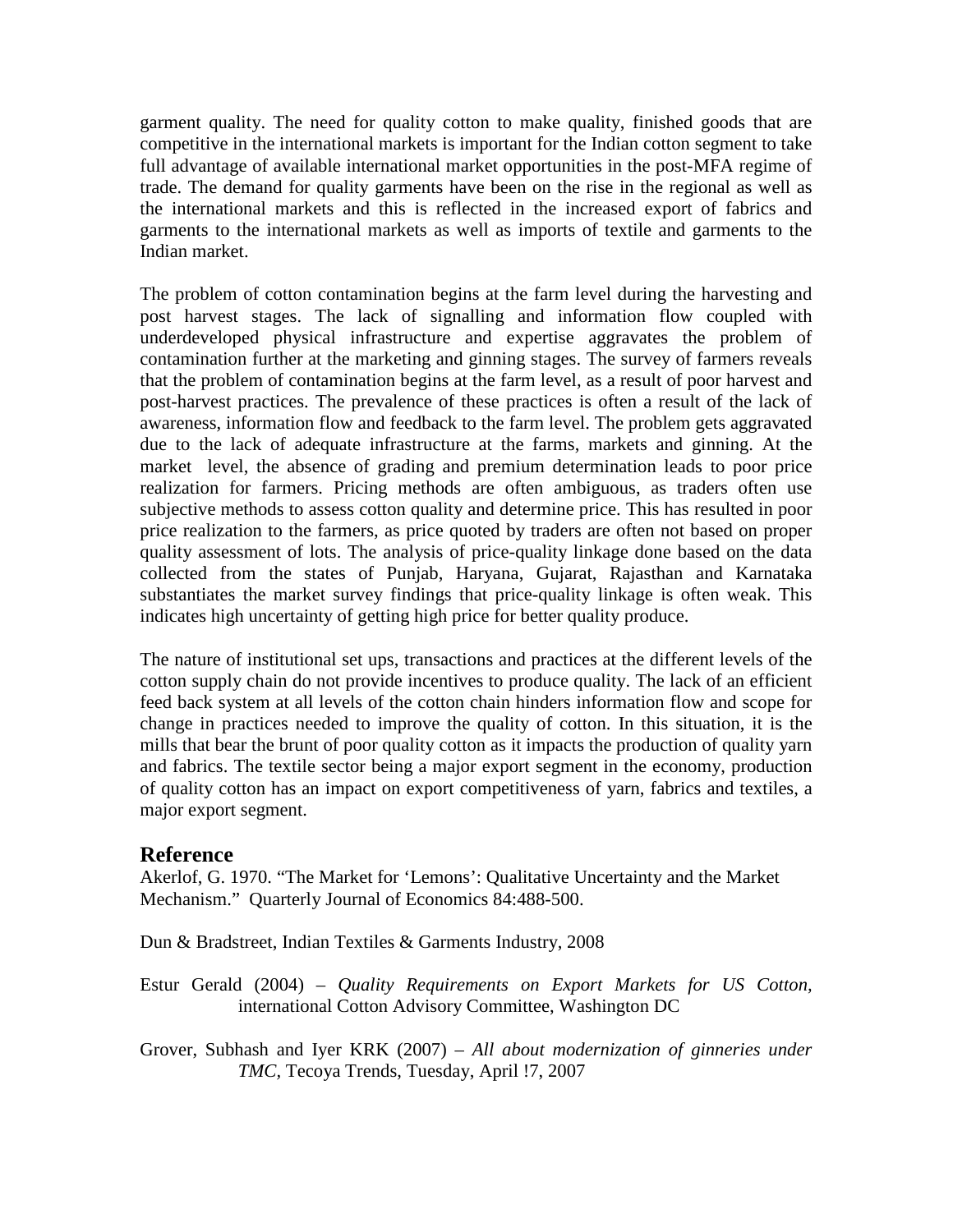garment quality. The need for quality cotton to make quality, finished goods that are competitive in the international markets is important for the Indian cotton segment to take full advantage of available international market opportunities in the post-MFA regime of trade. The demand for quality garments have been on the rise in the regional as well as the international markets and this is reflected in the increased export of fabrics and garments to the international markets as well as imports of textile and garments to the Indian market.

The problem of cotton contamination begins at the farm level during the harvesting and post harvest stages. The lack of signalling and information flow coupled with underdeveloped physical infrastructure and expertise aggravates the problem of contamination further at the marketing and ginning stages. The survey of farmers reveals that the problem of contamination begins at the farm level, as a result of poor harvest and post-harvest practices. The prevalence of these practices is often a result of the lack of awareness, information flow and feedback to the farm level. The problem gets aggravated due to the lack of adequate infrastructure at the farms, markets and ginning. At the market level, the absence of grading and premium determination leads to poor price realization for farmers. Pricing methods are often ambiguous, as traders often use subjective methods to assess cotton quality and determine price. This has resulted in poor price realization to the farmers, as price quoted by traders are often not based on proper quality assessment of lots. The analysis of price-quality linkage done based on the data collected from the states of Punjab, Haryana, Gujarat, Rajasthan and Karnataka substantiates the market survey findings that price-quality linkage is often weak. This indicates high uncertainty of getting high price for better quality produce.

The nature of institutional set ups, transactions and practices at the different levels of the cotton supply chain do not provide incentives to produce quality. The lack of an efficient feed back system at all levels of the cotton chain hinders information flow and scope for change in practices needed to improve the quality of cotton. In this situation, it is the mills that bear the brunt of poor quality cotton as it impacts the production of quality yarn and fabrics. The textile sector being a major export segment in the economy, production of quality cotton has an impact on export competitiveness of yarn, fabrics and textiles, a major export segment.

## Reference

Akerlof, G. 1970. "The Market for 'Lemons': Qualitative Uncertainty and the Market Mechanism." Quarterly Journal of Economics 84:488-500.

Dun & Bradstreet, Indian Textiles & Garments Industry, 2008

Estur Gerald (2004) – *Quality Requirements on Export Markets for US Cotton*, international Cotton Advisory Committee, Washington DC

Grover, Subhash and Iyer KRK (2007) – *All about modernization of ginneries under TMC*, Tecoya Trends, Tuesday, April !7, 2007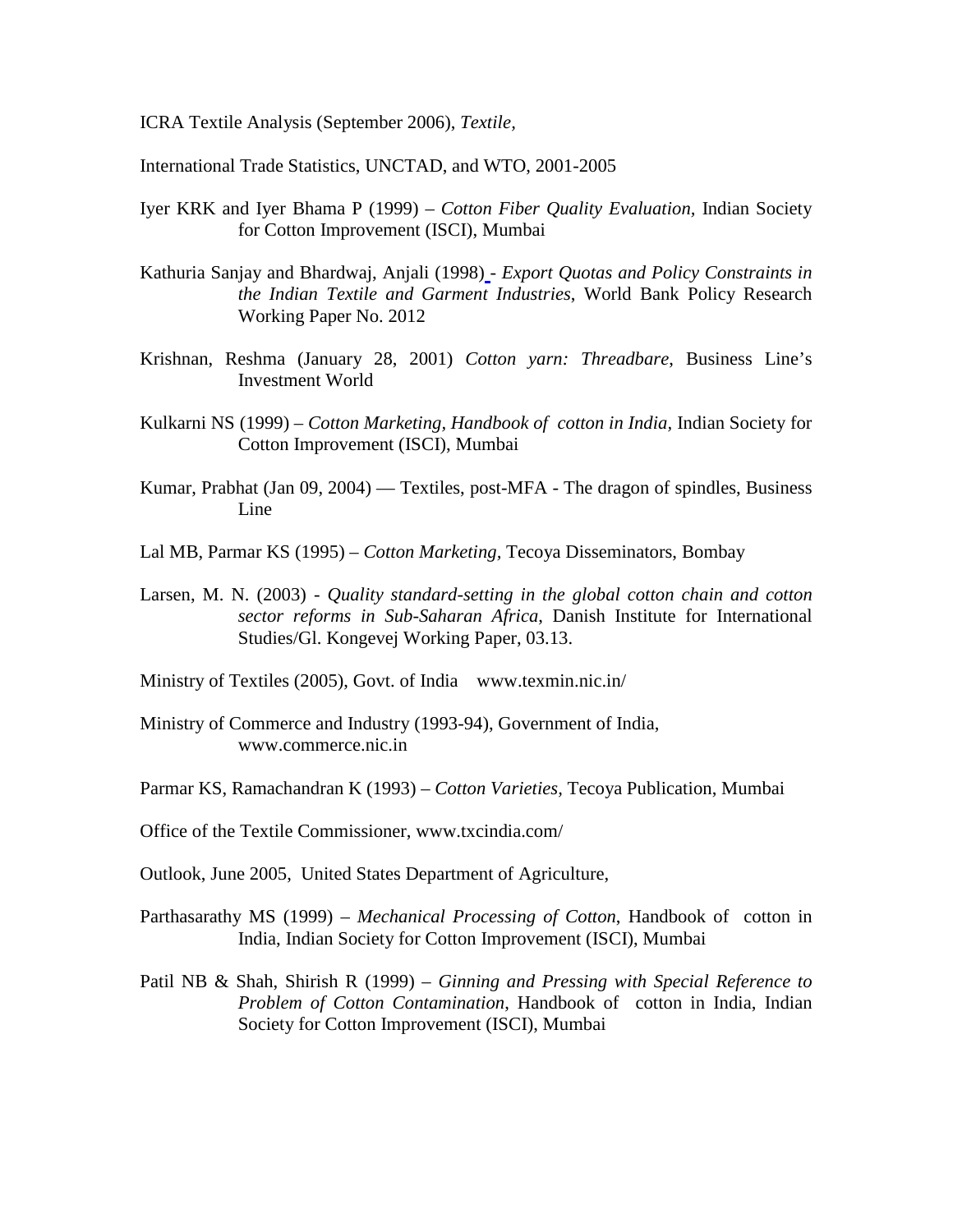ICRA Textile Analysis (September 2006), *Textile,*

International Trade Statistics, UNCTAD, and WTO, 2001-2005

Iyer KRK and Iyer Bhama P (1999) – *Cotton Fiber Quality Evaluation,* Indian Society for Cotton Improvement (ISCI), Mumbai

Kathuria Sanjay and Bhardwaj, Anjali (1998) - *Export Quotas and Policy Constraints in the Indian Textile and Garment Industries*, World Bank Policy Research Working Paper No. 2012

Krishnan, Reshma (January 28, 2001) *Cotton yarn: Threadbare*, Business Line's Investment World

Kulkarni NS (1999) – *Cotton Marketing, Handbook of cotton in India,* Indian Society for Cotton Improvement (ISCI), Mumbai

Kumar, Prabhat (Jan 09, 2004) — Textiles, post-MFA - The dragon of spindles, Business Line

Lal MB, Parmar KS (1995) – *Cotton Marketing*, Tecoya Disseminators, Bombay

Larsen, M. N. (2003) - *Quality standard-setting in the global cotton chain and cotton sector reforms in Sub-Saharan Africa*, Danish Institute for International Studies/Gl. Kongevej Working Paper, 03.13.

Ministry of Textiles (2005), Govt. of India www.texmin.nic.in/

Ministry of Commerce and Industry (1993-94), Government of India, www.commerce.nic.in

Parmar KS, Ramachandran K (1993) – *Cotton Varieties,* Tecoya Publication, Mumbai

Office of the Textile Commissioner, www.txcindia.com/

Outlook, June 2005, United States Department of Agriculture,

Parthasarathy MS (1999) – *Mechanical Processing of Cotton*, Handbook of cotton in India, Indian Society for Cotton Improvement (ISCI), Mumbai

Patil NB & Shah, Shirish R (1999) – *Ginning and Pressing with Special Reference to Problem of Cotton Contamination*, Handbook of cotton in India, Indian Society for Cotton Improvement (ISCI), Mumbai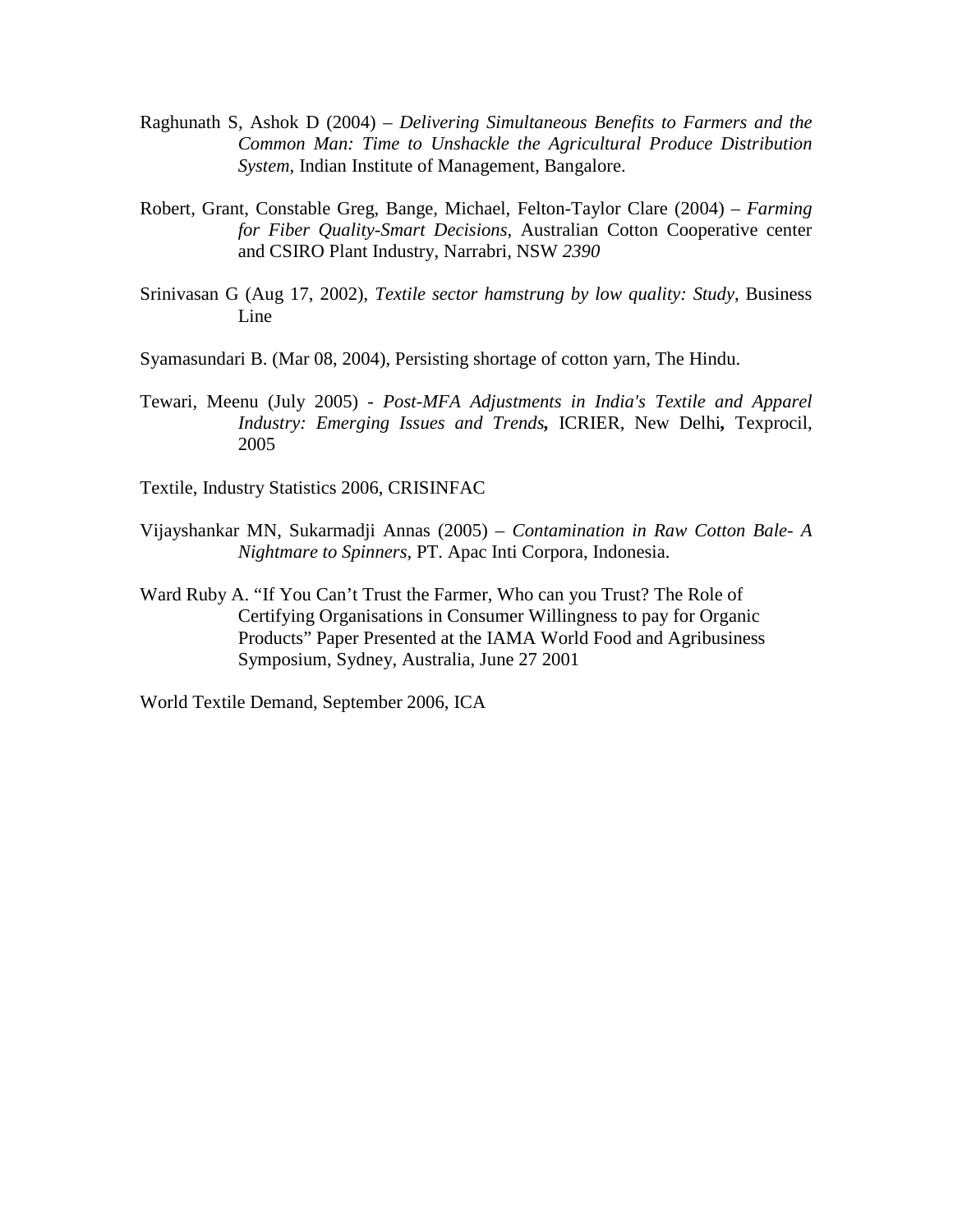Raghunath S, Ashok D (2004) – *Delivering Simultaneous Benefits to Farmers and the Common Man: Time to Unshackle the Agricultural Produce Distribution System*, Indian Institute of Management, Bangalore.

Robert, Grant, Constable Greg, Bange, Michael, Felton-Taylor Clare (2004) – *Farming for Fiber Quality-Smart Decisions*, Australian Cotton Cooperative center and CSIRO Plant Industry, Narrabri, NSW *2390*

Srinivasan G (Aug 17, 2002), *Textile sector hamstrung by low quality: Study*, Business Line

Syamasundari B. (Mar 08, 2004), Persisting shortage of cotton yarn, The Hindu.

Tewari, Meenu (July 2005) - *Post-MFA Adjustments in India's Textile and Apparel Industry: Emerging Issues and Trends***,** ICRIER, New Delhi**,** Texprocil, 2005

Textile, Industry Statistics 2006, CRISINFAC

Vijayshankar MN, Sukarmadji Annas (2005) – *Contamination in Raw Cotton Bale- A Nightmare to Spinners*, PT. Apac Inti Corpora, Indonesia.

Ward Ruby A. "If You Can't Trust the Farmer, Who can you Trust? The Role of Certifying Organisations in Consumer Willingness to pay for Organic Products" Paper Presented at the IAMA World Food and Agribusiness Symposium, Sydney, Australia, June 27 2001

World Textile Demand, September 2006, ICA